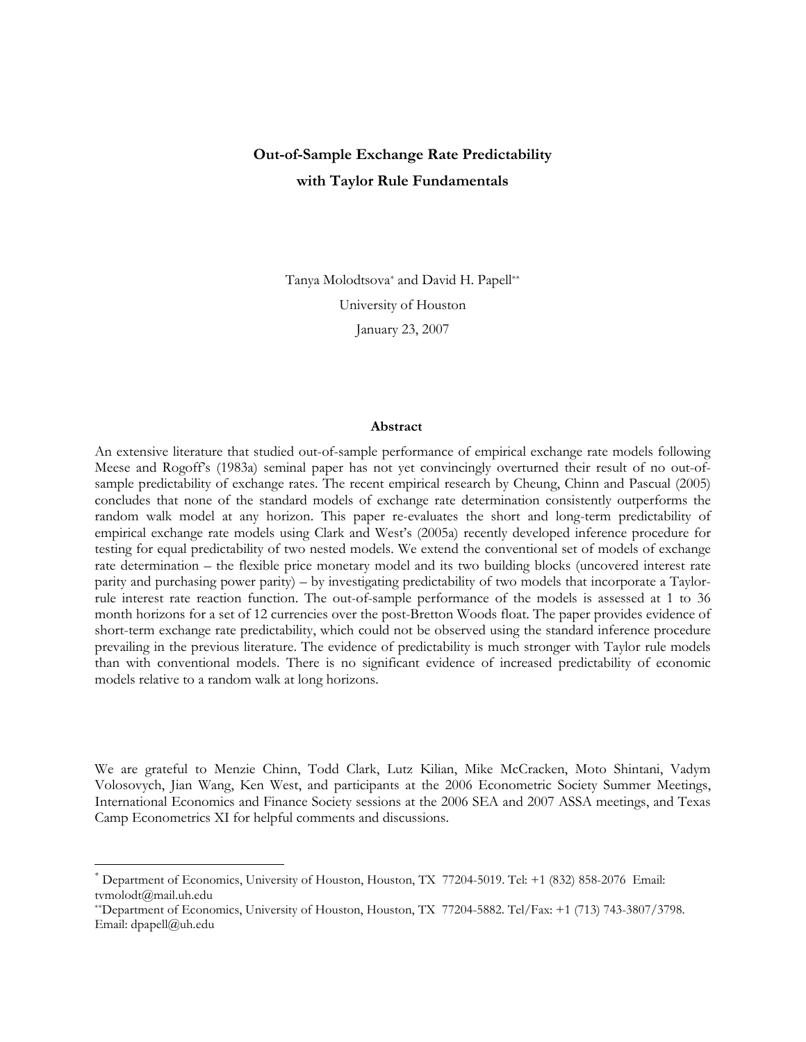# Out-of-Sample Exchange Rate Predictability with Taylor Rule Fundamentals

Tanya Molodtsova[*] and David H. Papell[**]

University of Houston

January 23, 2007

## Abstract

An extensive literature that studied out-of-sample performance of empirical exchange rate models following Meese and Rogoff's (1983a) seminal paper has not yet convincingly overturned their result of no out-of-sample predictability of exchange rates. The recent empirical research by Cheung, Chinn and Pascual (2005) concludes that none of the standard models of exchange rate determination consistently outperforms the random walk model at any horizon. This paper re-evaluates the short and long-term predictability of empirical exchange rate models using Clark and West's (2005a) recently developed inference procedure for testing for equal predictability of two nested models. We extend the conventional set of models of exchange rate determination – the flexible price monetary model and its two building blocks (uncovered interest rate parity and purchasing power parity) – by investigating predictability of two models that incorporate a Taylor-rule interest rate reaction function. The out-of-sample performance of the models is assessed at 1 to 36 month horizons for a set of 12 currencies over the post-Bretton Woods float. The paper provides evidence of short-term exchange rate predictability, which could not be observed using the standard inference procedure prevailing in the previous literature. The evidence of predictability is much stronger with Taylor rule models than with conventional models. There is no significant evidence of increased predictability of economic models relative to a random walk at long horizons.

We are grateful to Menzie Chinn, Todd Clark, Lutz Kilian, Mike McCracken, Moto Shintani, Vadym Volosovych, Jian Wang, Ken West, and participants at the 2006 Econometric Society Summer Meetings, International Economics and Finance Society sessions at the 2006 SEA and 2007 ASSA meetings, and Texas Camp Econometrics XI for helpful comments and discussions.

---

[*] Department of Economics, University of Houston, Houston, TX 77204-5019. Tel: +1 (832) 858-2076 Email: tvmolodt@mail.uh.edu

[**] Department of Economics, University of Houston, Houston, TX 77204-5882. Tel/Fax: +1 (713) 743-3807/3798. Email: dpapell@uh.edu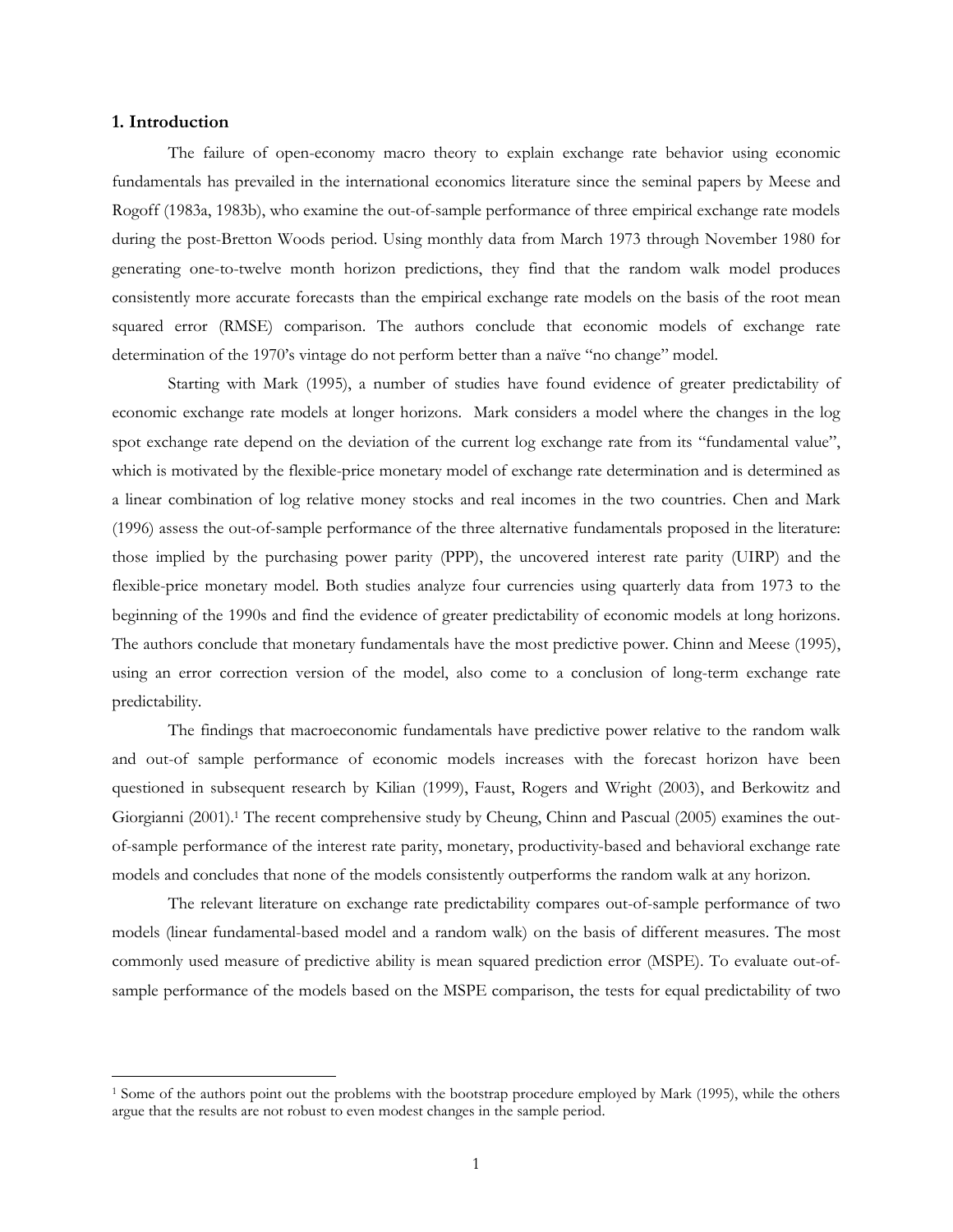## 1. Introduction

The failure of open-economy macro theory to explain exchange rate behavior using economic fundamentals has prevailed in the international economics literature since the seminal papers by Meese and Rogoff (1983a, 1983b), who examine the out-of-sample performance of three empirical exchange rate models during the post-Bretton Woods period. Using monthly data from March 1973 through November 1980 for generating one-to-twelve month horizon predictions, they find that the random walk model produces consistently more accurate forecasts than the empirical exchange rate models on the basis of the root mean squared error (RMSE) comparison. The authors conclude that economic models of exchange rate determination of the 1970's vintage do not perform better than a naïve "no change" model.

Starting with Mark (1995), a number of studies have found evidence of greater predictability of economic exchange rate models at longer horizons. Mark considers a model where the changes in the log spot exchange rate depend on the deviation of the current log exchange rate from its "fundamental value", which is motivated by the flexible-price monetary model of exchange rate determination and is determined as a linear combination of log relative money stocks and real incomes in the two countries. Chen and Mark (1996) assess the out-of-sample performance of the three alternative fundamentals proposed in the literature: those implied by the purchasing power parity (PPP), the uncovered interest rate parity (UIRP) and the flexible-price monetary model. Both studies analyze four currencies using quarterly data from 1973 to the beginning of the 1990s and find the evidence of greater predictability of economic models at long horizons. The authors conclude that monetary fundamentals have the most predictive power. Chinn and Meese (1995), using an error correction version of the model, also come to a conclusion of long-term exchange rate predictability.

The findings that macroeconomic fundamentals have predictive power relative to the random walk and out-of sample performance of economic models increases with the forecast horizon have been questioned in subsequent research by Kilian (1999), Faust, Rogers and Wright (2003), and Berkowitz and Giorgianni (2001).[1] The recent comprehensive study by Cheung, Chinn and Pascual (2005) examines the out-of-sample performance of the interest rate parity, monetary, productivity-based and behavioral exchange rate models and concludes that none of the models consistently outperforms the random walk at any horizon.

The relevant literature on exchange rate predictability compares out-of-sample performance of two models (linear fundamental-based model and a random walk) on the basis of different measures. The most commonly used measure of predictive ability is mean squared prediction error (MSPE). To evaluate out-of-sample performance of the models based on the MSPE comparison, the tests for equal predictability of two

[1] Some of the authors point out the problems with the bootstrap procedure employed by Mark (1995), while the others argue that the results are not robust to even modest changes in the sample period.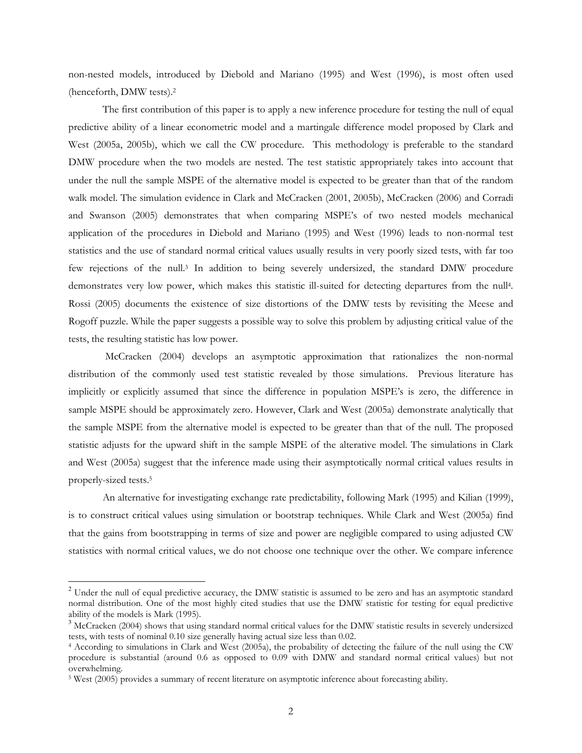non-nested models, introduced by Diebold and Mariano (1995) and West (1996), is most often used (henceforth, DMW tests).[2]

The first contribution of this paper is to apply a new inference procedure for testing the null of equal predictive ability of a linear econometric model and a martingale difference model proposed by Clark and West (2005a, 2005b), which we call the CW procedure. This methodology is preferable to the standard DMW procedure when the two models are nested. The test statistic appropriately takes into account that under the null the sample MSPE of the alternative model is expected to be greater than that of the random walk model. The simulation evidence in Clark and McCracken (2001, 2005b), McCracken (2006) and Corradi and Swanson (2005) demonstrates that when comparing MSPE's of two nested models mechanical application of the procedures in Diebold and Mariano (1995) and West (1996) leads to non-normal test statistics and the use of standard normal critical values usually results in very poorly sized tests, with far too few rejections of the null.[3] In addition to being severely undersized, the standard DMW procedure demonstrates very low power, which makes this statistic ill-suited for detecting departures from the null[4]. Rossi (2005) documents the existence of size distortions of the DMW tests by revisiting the Meese and Rogoff puzzle. While the paper suggests a possible way to solve this problem by adjusting critical value of the tests, the resulting statistic has low power.

McCracken (2004) develops an asymptotic approximation that rationalizes the non-normal distribution of the commonly used test statistic revealed by those simulations. Previous literature has implicitly or explicitly assumed that since the difference in population MSPE's is zero, the difference in sample MSPE should be approximately zero. However, Clark and West (2005a) demonstrate analytically that the sample MSPE from the alternative model is expected to be greater than that of the null. The proposed statistic adjusts for the upward shift in the sample MSPE of the alterative model. The simulations in Clark and West (2005a) suggest that the inference made using their asymptotically normal critical values results in properly-sized tests.[5]

An alternative for investigating exchange rate predictability, following Mark (1995) and Kilian (1999), is to construct critical values using simulation or bootstrap techniques. While Clark and West (2005a) find that the gains from bootstrapping in terms of size and power are negligible compared to using adjusted CW statistics with normal critical values, we do not choose one technique over the other. We compare inference

---

[2] Under the null of equal predictive accuracy, the DMW statistic is assumed to be zero and has an asymptotic standard normal distribution. One of the most highly cited studies that use the DMW statistic for testing for equal predictive ability of the models is Mark (1995).

[3] McCracken (2004) shows that using standard normal critical values for the DMW statistic results in severely undersized tests, with tests of nominal 0.10 size generally having actual size less than 0.02.

[4] According to simulations in Clark and West (2005a), the probability of detecting the failure of the null using the CW procedure is substantial (around 0.6 as opposed to 0.09 with DMW and standard normal critical values) but not overwhelming.

[5] West (2005) provides a summary of recent literature on asymptotic inference about forecasting ability.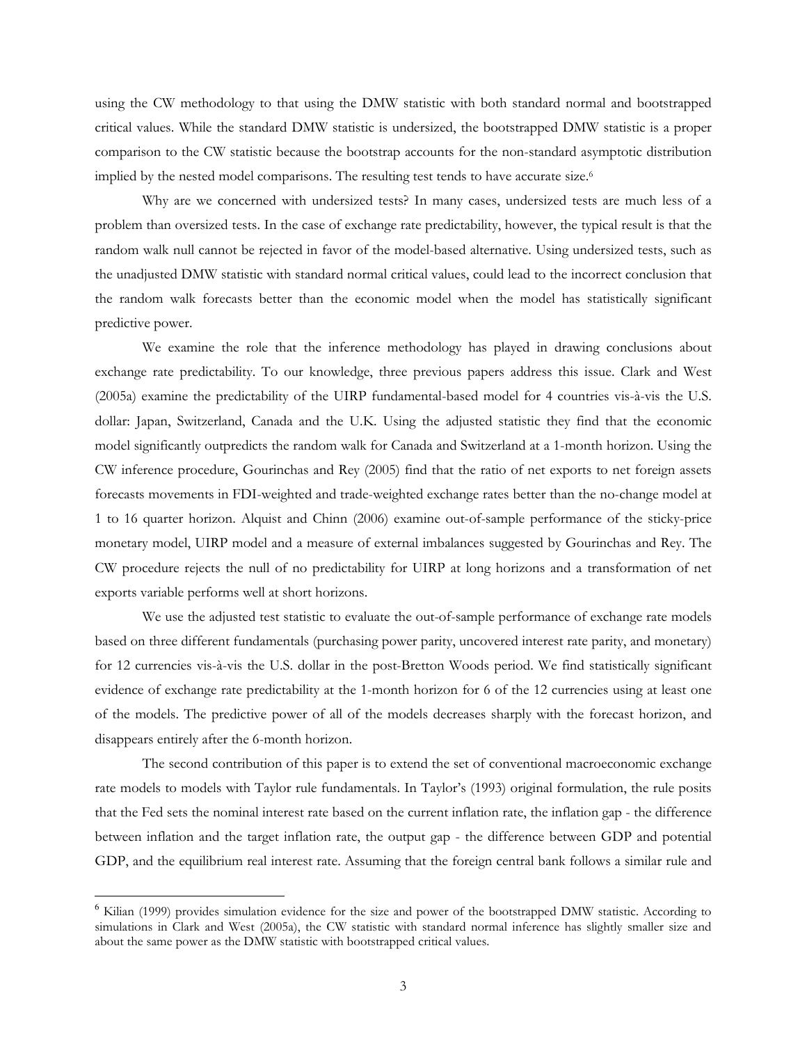using the CW methodology to that using the DMW statistic with both standard normal and bootstrapped critical values. While the standard DMW statistic is undersized, the bootstrapped DMW statistic is a proper comparison to the CW statistic because the bootstrap accounts for the non-standard asymptotic distribution implied by the nested model comparisons. The resulting test tends to have accurate size.[6]

Why are we concerned with undersized tests? In many cases, undersized tests are much less of a problem than oversized tests. In the case of exchange rate predictability, however, the typical result is that the random walk null cannot be rejected in favor of the model-based alternative. Using undersized tests, such as the unadjusted DMW statistic with standard normal critical values, could lead to the incorrect conclusion that the random walk forecasts better than the economic model when the model has statistically significant predictive power.

We examine the role that the inference methodology has played in drawing conclusions about exchange rate predictability. To our knowledge, three previous papers address this issue. Clark and West (2005a) examine the predictability of the UIRP fundamental-based model for 4 countries vis-à-vis the U.S. dollar: Japan, Switzerland, Canada and the U.K. Using the adjusted statistic they find that the economic model significantly outpredicts the random walk for Canada and Switzerland at a 1-month horizon. Using the CW inference procedure, Gourinchas and Rey (2005) find that the ratio of net exports to net foreign assets forecasts movements in FDI-weighted and trade-weighted exchange rates better than the no-change model at 1 to 16 quarter horizon. Alquist and Chinn (2006) examine out-of-sample performance of the sticky-price monetary model, UIRP model and a measure of external imbalances suggested by Gourinchas and Rey. The CW procedure rejects the null of no predictability for UIRP at long horizons and a transformation of net exports variable performs well at short horizons.

We use the adjusted test statistic to evaluate the out-of-sample performance of exchange rate models based on three different fundamentals (purchasing power parity, uncovered interest rate parity, and monetary) for 12 currencies vis-à-vis the U.S. dollar in the post-Bretton Woods period. We find statistically significant evidence of exchange rate predictability at the 1-month horizon for 6 of the 12 currencies using at least one of the models. The predictive power of all of the models decreases sharply with the forecast horizon, and disappears entirely after the 6-month horizon.

The second contribution of this paper is to extend the set of conventional macroeconomic exchange rate models to models with Taylor rule fundamentals. In Taylor's (1993) original formulation, the rule posits that the Fed sets the nominal interest rate based on the current inflation rate, the inflation gap - the difference between inflation and the target inflation rate, the output gap - the difference between GDP and potential GDP, and the equilibrium real interest rate. Assuming that the foreign central bank follows a similar rule and

---

[6] Kilian (1999) provides simulation evidence for the size and power of the bootstrapped DMW statistic. According to simulations in Clark and West (2005a), the CW statistic with standard normal inference has slightly smaller size and about the same power as the DMW statistic with bootstrapped critical values.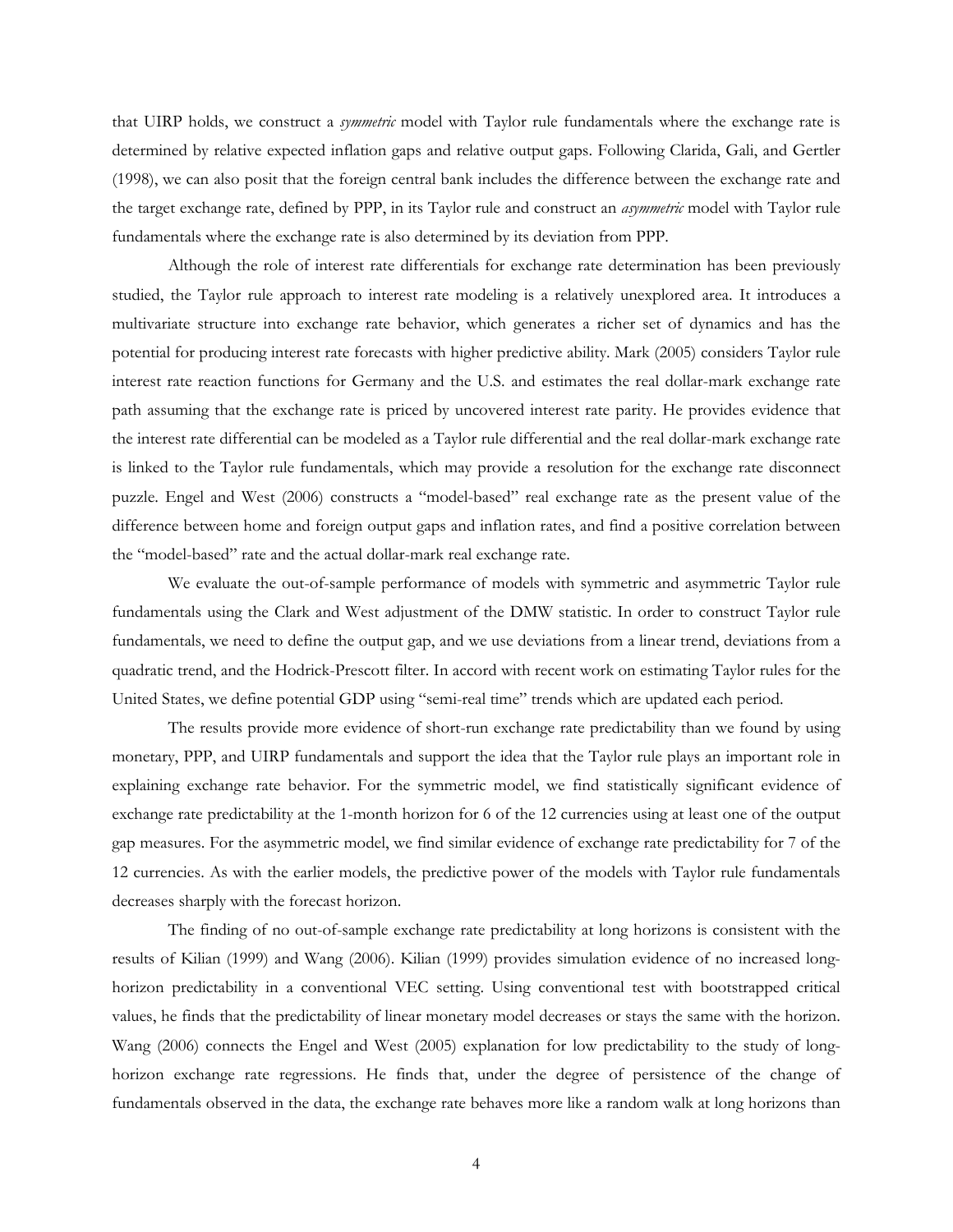that UIRP holds, we construct a *symmetric* model with Taylor rule fundamentals where the exchange rate is determined by relative expected inflation gaps and relative output gaps. Following Clarida, Gali, and Gertler (1998), we can also posit that the foreign central bank includes the difference between the exchange rate and the target exchange rate, defined by PPP, in its Taylor rule and construct an *asymmetric* model with Taylor rule fundamentals where the exchange rate is also determined by its deviation from PPP.

Although the role of interest rate differentials for exchange rate determination has been previously studied, the Taylor rule approach to interest rate modeling is a relatively unexplored area. It introduces a multivariate structure into exchange rate behavior, which generates a richer set of dynamics and has the potential for producing interest rate forecasts with higher predictive ability. Mark (2005) considers Taylor rule interest rate reaction functions for Germany and the U.S. and estimates the real dollar-mark exchange rate path assuming that the exchange rate is priced by uncovered interest rate parity. He provides evidence that the interest rate differential can be modeled as a Taylor rule differential and the real dollar-mark exchange rate is linked to the Taylor rule fundamentals, which may provide a resolution for the exchange rate disconnect puzzle. Engel and West (2006) constructs a "model-based" real exchange rate as the present value of the difference between home and foreign output gaps and inflation rates, and find a positive correlation between the "model-based" rate and the actual dollar-mark real exchange rate.

We evaluate the out-of-sample performance of models with symmetric and asymmetric Taylor rule fundamentals using the Clark and West adjustment of the DMW statistic. In order to construct Taylor rule fundamentals, we need to define the output gap, and we use deviations from a linear trend, deviations from a quadratic trend, and the Hodrick-Prescott filter. In accord with recent work on estimating Taylor rules for the United States, we define potential GDP using "semi-real time" trends which are updated each period.

The results provide more evidence of short-run exchange rate predictability than we found by using monetary, PPP, and UIRP fundamentals and support the idea that the Taylor rule plays an important role in explaining exchange rate behavior. For the symmetric model, we find statistically significant evidence of exchange rate predictability at the 1-month horizon for 6 of the 12 currencies using at least one of the output gap measures. For the asymmetric model, we find similar evidence of exchange rate predictability for 7 of the 12 currencies. As with the earlier models, the predictive power of the models with Taylor rule fundamentals decreases sharply with the forecast horizon.

The finding of no out-of-sample exchange rate predictability at long horizons is consistent with the results of Kilian (1999) and Wang (2006). Kilian (1999) provides simulation evidence of no increased long-horizon predictability in a conventional VEC setting. Using conventional test with bootstrapped critical values, he finds that the predictability of linear monetary model decreases or stays the same with the horizon. Wang (2006) connects the Engel and West (2005) explanation for low predictability to the study of long-horizon exchange rate regressions. He finds that, under the degree of persistence of the change of fundamentals observed in the data, the exchange rate behaves more like a random walk at long horizons than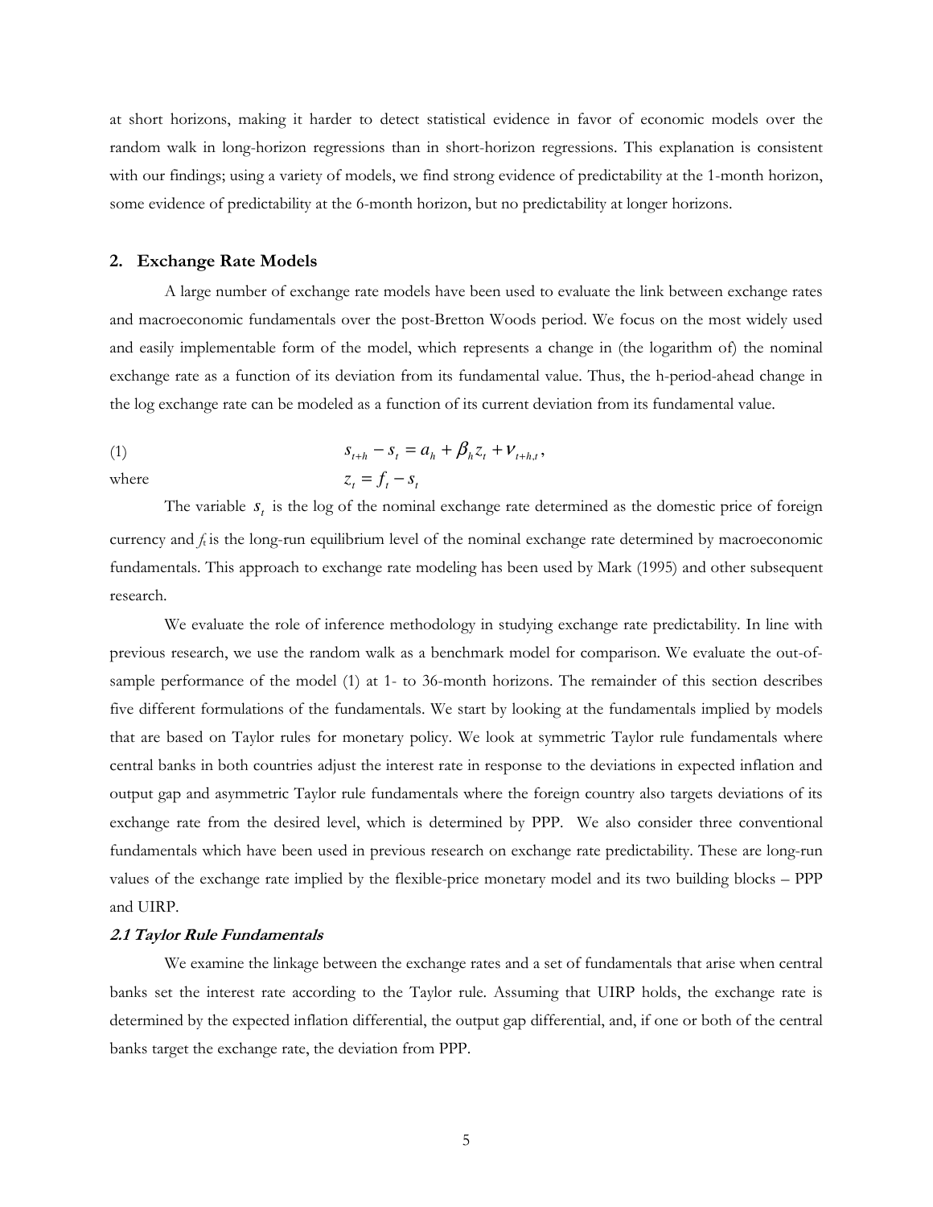at short horizons, making it harder to detect statistical evidence in favor of economic models over the random walk in long-horizon regressions than in short-horizon regressions. This explanation is consistent with our findings; using a variety of models, we find strong evidence of predictability at the 1-month horizon, some evidence of predictability at the 6-month horizon, but no predictability at longer horizons.

## 2. Exchange Rate Models

A large number of exchange rate models have been used to evaluate the link between exchange rates and macroeconomic fundamentals over the post-Bretton Woods period. We focus on the most widely used and easily implementable form of the model, which represents a change in (the logarithm of) the nominal exchange rate as a function of its deviation from its fundamental value. Thus, the h-period-ahead change in the log exchange rate can be modeled as a function of its current deviation from its fundamental value.

$$s_{t+h} - s_t = a_h + \beta_h z_t + \nu_{t+h,t}, \tag{1}$$

where $z_t = f_t - s_t$

The variable $s_t$ is the log of the nominal exchange rate determined as the domestic price of foreign currency and $f_t$ is the long-run equilibrium level of the nominal exchange rate determined by macroeconomic fundamentals. This approach to exchange rate modeling has been used by Mark (1995) and other subsequent research.

We evaluate the role of inference methodology in studying exchange rate predictability. In line with previous research, we use the random walk as a benchmark model for comparison. We evaluate the out-of-sample performance of the model (1) at 1- to 36-month horizons. The remainder of this section describes five different formulations of the fundamentals. We start by looking at the fundamentals implied by models that are based on Taylor rules for monetary policy. We look at symmetric Taylor rule fundamentals where central banks in both countries adjust the interest rate in response to the deviations in expected inflation and output gap and asymmetric Taylor rule fundamentals where the foreign country also targets deviations of its exchange rate from the desired level, which is determined by PPP. We also consider three conventional fundamentals which have been used in previous research on exchange rate predictability. These are long-run values of the exchange rate implied by the flexible-price monetary model and its two building blocks – PPP and UIRP.

### *2.1 Taylor Rule Fundamentals*

We examine the linkage between the exchange rates and a set of fundamentals that arise when central banks set the interest rate according to the Taylor rule. Assuming that UIRP holds, the exchange rate is determined by the expected inflation differential, the output gap differential, and, if one or both of the central banks target the exchange rate, the deviation from PPP.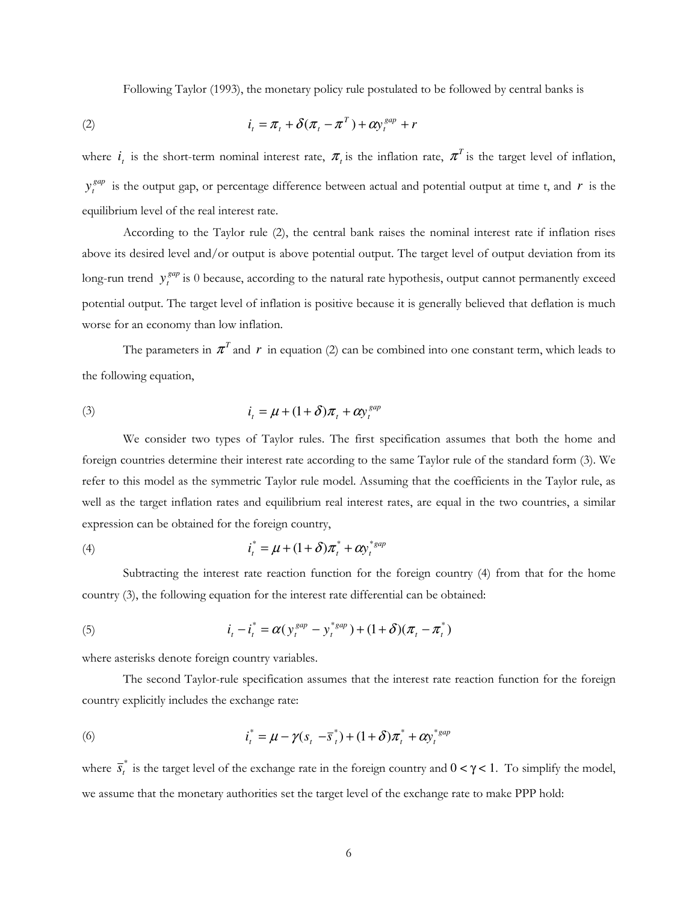Following Taylor (1993), the monetary policy rule postulated to be followed by central banks is

$$i_t = \pi_t + \delta(\pi_t - \pi^T) + \alpha y_t^{gap} + r \tag{2}$$

where $i_t$ is the short-term nominal interest rate, $\pi_t$ is the inflation rate, $\pi^T$ is the target level of inflation, $y_t^{gap}$ is the output gap, or percentage difference between actual and potential output at time t, and $r$ is the equilibrium level of the real interest rate.

According to the Taylor rule (2), the central bank raises the nominal interest rate if inflation rises above its desired level and/or output is above potential output. The target level of output deviation from its long-run trend $y_t^{gap}$ is 0 because, according to the natural rate hypothesis, output cannot permanently exceed potential output. The target level of inflation is positive because it is generally believed that deflation is much worse for an economy than low inflation.

The parameters in $\pi^T$ and $r$ in equation (2) can be combined into one constant term, which leads to the following equation,

$$i_t = \mu + (1+\delta)\pi_t + \alpha y_t^{gap} \tag{3}$$

We consider two types of Taylor rules. The first specification assumes that both the home and foreign countries determine their interest rate according to the same Taylor rule of the standard form (3). We refer to this model as the symmetric Taylor rule model. Assuming that the coefficients in the Taylor rule, as well as the target inflation rates and equilibrium real interest rates, are equal in the two countries, a similar expression can be obtained for the foreign country,

$$i_t^* = \mu + (1+\delta)\pi_t^* + \alpha y_t^{*gap} \tag{4}$$

Subtracting the interest rate reaction function for the foreign country (4) from that for the home country (3), the following equation for the interest rate differential can be obtained:

$$i_t - i_t^* = \alpha(y_t^{gap} - y_t^{*gap}) + (1+\delta)(\pi_t - \pi_t^*) \tag{5}$$

where asterisks denote foreign country variables.

The second Taylor-rule specification assumes that the interest rate reaction function for the foreign country explicitly includes the exchange rate:

$$i_t^* = \mu - \gamma(s_t - \bar{s}_t^*) + (1+\delta)\pi_t^* + \alpha y_t^{*gap} \tag{6}$$

where $\bar{s}_t^*$ is the target level of the exchange rate in the foreign country and $0 < \gamma < 1$. To simplify the model, we assume that the monetary authorities set the target level of the exchange rate to make PPP hold: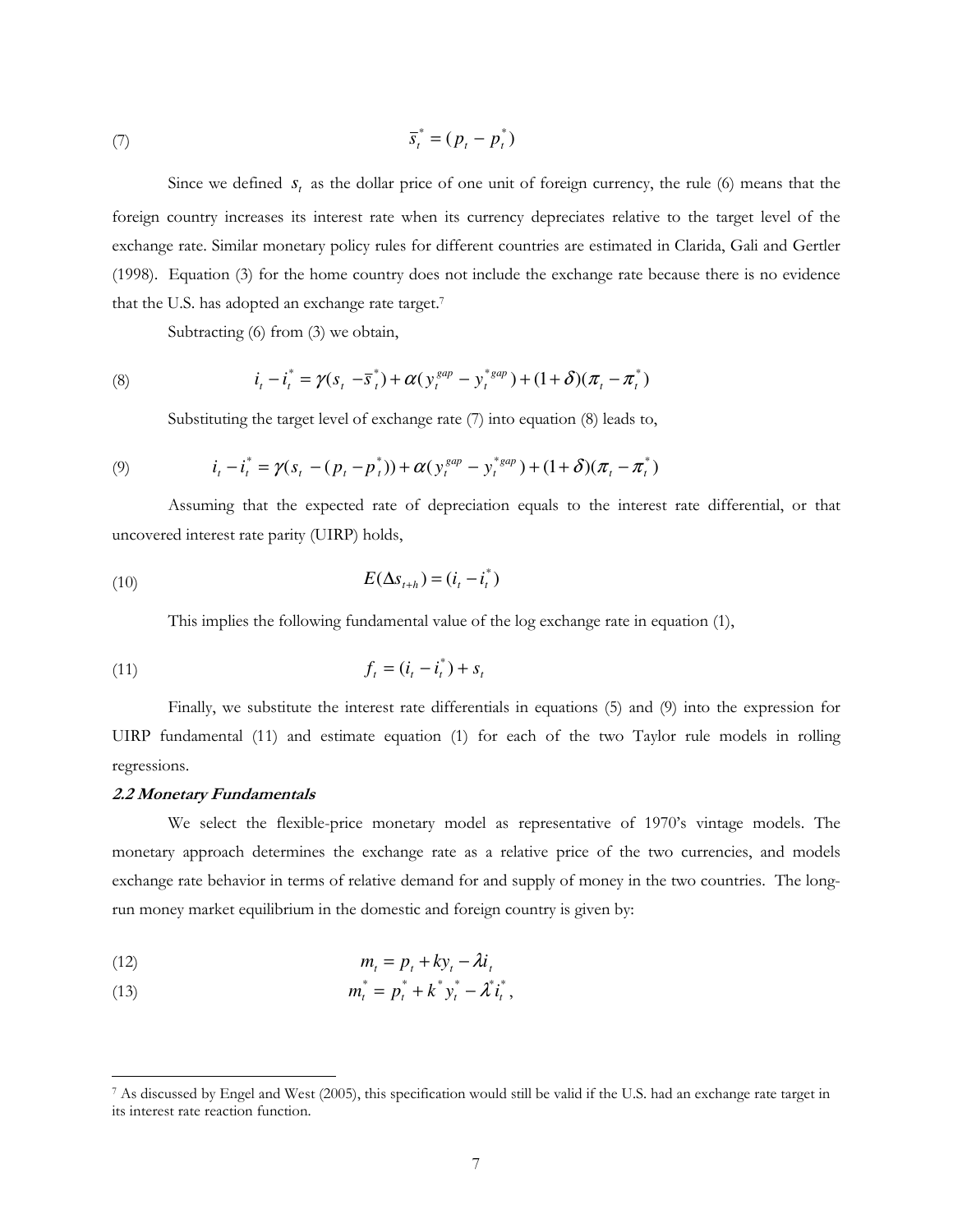$$\bar{s}_t^* = (p_t - p_t^*) \tag{7}$$

Since we defined $s_t$ as the dollar price of one unit of foreign currency, the rule (6) means that the foreign country increases its interest rate when its currency depreciates relative to the target level of the exchange rate. Similar monetary policy rules for different countries are estimated in Clarida, Gali and Gertler (1998). Equation (3) for the home country does not include the exchange rate because there is no evidence that the U.S. has adopted an exchange rate target.[7]

Subtracting (6) from (3) we obtain,

$$i_t - i_t^* = \gamma(s_t - \bar{s}_t^*) + \alpha(y_t^{gap} - y_t^{*gap}) + (1+\delta)(\pi_t - \pi_t^*) \tag{8}$$

Substituting the target level of exchange rate (7) into equation (8) leads to,

$$i_t - i_t^* = \gamma(s_t - (p_t - p_t^*)) + \alpha(y_t^{gap} - y_t^{*gap}) + (1+\delta)(\pi_t - \pi_t^*) \tag{9}$$

Assuming that the expected rate of depreciation equals to the interest rate differential, or that uncovered interest rate parity (UIRP) holds,

$$E(\Delta s_{t+h}) = (i_t - i_t^*) \tag{10}$$

This implies the following fundamental value of the log exchange rate in equation (1),

$$f_t = (i_t - i_t^*) + s_t \tag{11}$$

Finally, we substitute the interest rate differentials in equations (5) and (9) into the expression for UIRP fundamental (11) and estimate equation (1) for each of the two Taylor rule models in rolling regressions.

***2.2 Monetary Fundamentals***

We select the flexible-price monetary model as representative of 1970's vintage models. The monetary approach determines the exchange rate as a relative price of the two currencies, and models exchange rate behavior in terms of relative demand for and supply of money in the two countries. The long-run money market equilibrium in the domestic and foreign country is given by:

$$m_t = p_t + ky_t - \lambda i_t \tag{12}$$

$$m_t^* = p_t^* + k^* y_t^* - \lambda^* i_t^*, \tag{13}$$

---

[7] As discussed by Engel and West (2005), this specification would still be valid if the U.S. had an exchange rate target in its interest rate reaction function.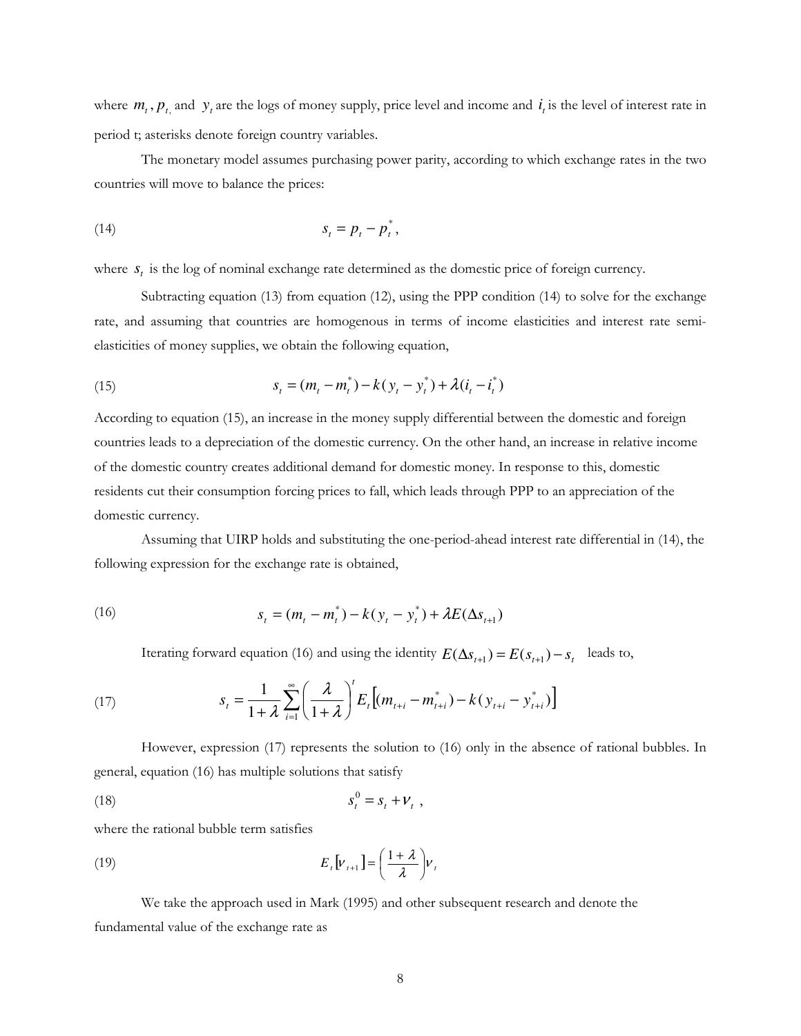where $m_t$, $p_t$, and $y_t$ are the logs of money supply, price level and income and $i_t$ is the level of interest rate in period t; asterisks denote foreign country variables.

The monetary model assumes purchasing power parity, according to which exchange rates in the two countries will move to balance the prices:

$$s_t = p_t - p_t^*, \tag{14}$$

where $s_t$ is the log of nominal exchange rate determined as the domestic price of foreign currency.

Subtracting equation (13) from equation (12), using the PPP condition (14) to solve for the exchange rate, and assuming that countries are homogenous in terms of income elasticities and interest rate semi-elasticities of money supplies, we obtain the following equation,

$$s_t = (m_t - m_t^*) - k(y_t - y_t^*) + \lambda(i_t - i_t^*) \tag{15}$$

According to equation (15), an increase in the money supply differential between the domestic and foreign countries leads to a depreciation of the domestic currency. On the other hand, an increase in relative income of the domestic country creates additional demand for domestic money. In response to this, domestic residents cut their consumption forcing prices to fall, which leads through PPP to an appreciation of the domestic currency.

Assuming that UIRP holds and substituting the one-period-ahead interest rate differential in (14), the following expression for the exchange rate is obtained,

$$s_t = (m_t - m_t^*) - k(y_t - y_t^*) + \lambda E(\Delta s_{t+1}) \tag{16}$$

Iterating forward equation (16) and using the identity $E(\Delta s_{t+1}) = E(s_{t+1}) - s_t$ leads to,

$$s_t = \frac{1}{1+\lambda} \sum_{i=1}^{\infty} \left( \frac{\lambda}{1+\lambda} \right)^t E_t \left[ (m_{t+i} - m_{t+i}^*) - k(y_{t+i} - y_{t+i}^*) \right] \tag{17}$$

However, expression (17) represents the solution to (16) only in the absence of rational bubbles. In general, equation (16) has multiple solutions that satisfy

$$s_t^0 = s_t + \nu_t , \tag{18}$$

where the rational bubble term satisfies

$$E_t \left[ \nu_{t+1} \right] = \left( \frac{1+\lambda}{\lambda} \right) \nu_t \tag{19}$$

We take the approach used in Mark (1995) and other subsequent research and denote the fundamental value of the exchange rate as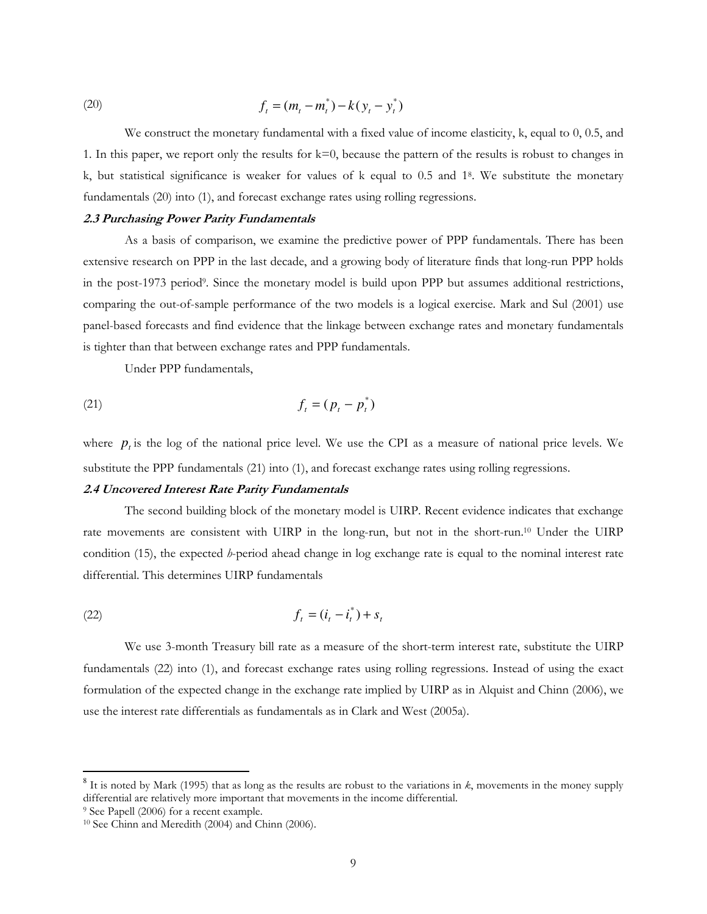$$f_t = (m_t - m_t^*) - k(y_t - y_t^*) \tag{20}$$

We construct the monetary fundamental with a fixed value of income elasticity, k, equal to 0, 0.5, and 1. In this paper, we report only the results for k=0, because the pattern of the results is robust to changes in k, but statistical significance is weaker for values of k equal to 0.5 and 1[8]. We substitute the monetary fundamentals (20) into (1), and forecast exchange rates using rolling regressions.

#### *2.3 Purchasing Power Parity Fundamentals*

As a basis of comparison, we examine the predictive power of PPP fundamentals. There has been extensive research on PPP in the last decade, and a growing body of literature finds that long-run PPP holds in the post-1973 period[9]. Since the monetary model is build upon PPP but assumes additional restrictions, comparing the out-of-sample performance of the two models is a logical exercise. Mark and Sul (2001) use panel-based forecasts and find evidence that the linkage between exchange rates and monetary fundamentals is tighter than that between exchange rates and PPP fundamentals.

Under PPP fundamentals,

$$f_t = (p_t - p_t^*) \tag{21}$$

where $p_t$ is the log of the national price level. We use the CPI as a measure of national price levels. We substitute the PPP fundamentals (21) into (1), and forecast exchange rates using rolling regressions.

#### *2.4 Uncovered Interest Rate Parity Fundamentals*

The second building block of the monetary model is UIRP. Recent evidence indicates that exchange rate movements are consistent with UIRP in the long-run, but not in the short-run.[10] Under the UIRP condition (15), the expected *h*-period ahead change in log exchange rate is equal to the nominal interest rate differential. This determines UIRP fundamentals

$$f_t = (i_t - i_t^*) + s_t \tag{22}$$

We use 3-month Treasury bill rate as a measure of the short-term interest rate, substitute the UIRP fundamentals (22) into (1), and forecast exchange rates using rolling regressions. Instead of using the exact formulation of the expected change in the exchange rate implied by UIRP as in Alquist and Chinn (2006), we use the interest rate differentials as fundamentals as in Clark and West (2005a).

---

[8] It is noted by Mark (1995) that as long as the results are robust to the variations in *k*, movements in the money supply differential are relatively more important that movements in the income differential.

[9] See Papell (2006) for a recent example.

[10] See Chinn and Meredith (2004) and Chinn (2006).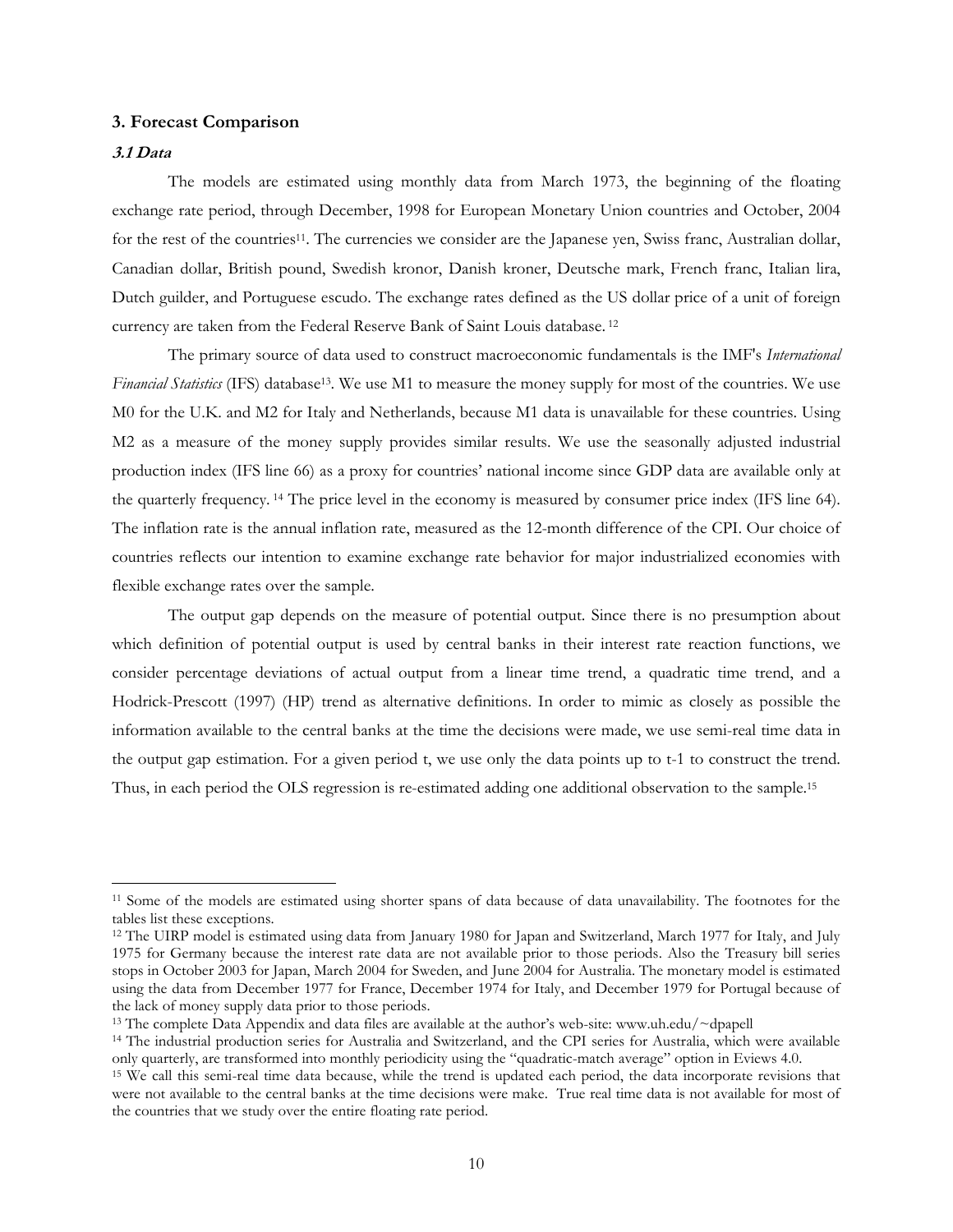## 3. Forecast Comparison

### *3.1 Data*

The models are estimated using monthly data from March 1973, the beginning of the floating exchange rate period, through December, 1998 for European Monetary Union countries and October, 2004 for the rest of the countries[11]. The currencies we consider are the Japanese yen, Swiss franc, Australian dollar, Canadian dollar, British pound, Swedish kronor, Danish kroner, Deutsche mark, French franc, Italian lira, Dutch guilder, and Portuguese escudo. The exchange rates defined as the US dollar price of a unit of foreign currency are taken from the Federal Reserve Bank of Saint Louis database.[12]

The primary source of data used to construct macroeconomic fundamentals is the IMF's *International Financial Statistics* (IFS) database[13]. We use M1 to measure the money supply for most of the countries. We use M0 for the U.K. and M2 for Italy and Netherlands, because M1 data is unavailable for these countries. Using M2 as a measure of the money supply provides similar results. We use the seasonally adjusted industrial production index (IFS line 66) as a proxy for countries' national income since GDP data are available only at the quarterly frequency.[14] The price level in the economy is measured by consumer price index (IFS line 64). The inflation rate is the annual inflation rate, measured as the 12-month difference of the CPI. Our choice of countries reflects our intention to examine exchange rate behavior for major industrialized economies with flexible exchange rates over the sample.

The output gap depends on the measure of potential output. Since there is no presumption about which definition of potential output is used by central banks in their interest rate reaction functions, we consider percentage deviations of actual output from a linear time trend, a quadratic time trend, and a Hodrick-Prescott (1997) (HP) trend as alternative definitions. In order to mimic as closely as possible the information available to the central banks at the time the decisions were made, we use semi-real time data in the output gap estimation. For a given period t, we use only the data points up to t-1 to construct the trend. Thus, in each period the OLS regression is re-estimated adding one additional observation to the sample.[15]

---

[11] Some of the models are estimated using shorter spans of data because of data unavailability. The footnotes for the tables list these exceptions.

[12] The UIRP model is estimated using data from January 1980 for Japan and Switzerland, March 1977 for Italy, and July 1975 for Germany because the interest rate data are not available prior to those periods. Also the Treasury bill series stops in October 2003 for Japan, March 2004 for Sweden, and June 2004 for Australia. The monetary model is estimated using the data from December 1977 for France, December 1974 for Italy, and December 1979 for Portugal because of the lack of money supply data prior to those periods.

[13] The complete Data Appendix and data files are available at the author's web-site: www.uh.edu/~dpapell

[14] The industrial production series for Australia and Switzerland, and the CPI series for Australia, which were available only quarterly, are transformed into monthly periodicity using the "quadratic-match average" option in Eviews 4.0.

[15] We call this semi-real time data because, while the trend is updated each period, the data incorporate revisions that were not available to the central banks at the time decisions were make. True real time data is not available for most of the countries that we study over the entire floating rate period.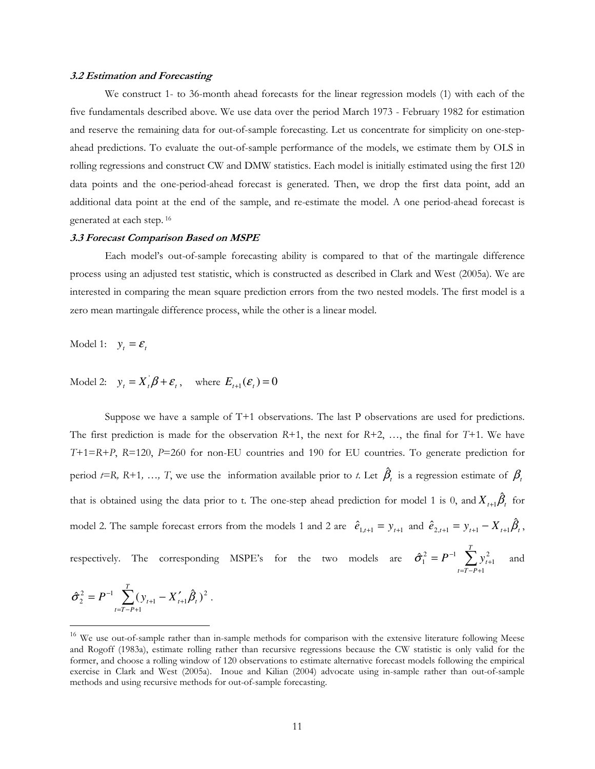### *3.2 Estimation and Forecasting*

We construct 1- to 36-month ahead forecasts for the linear regression models (1) with each of the five fundamentals described above. We use data over the period March 1973 - February 1982 for estimation and reserve the remaining data for out-of-sample forecasting. Let us concentrate for simplicity on one-step-ahead predictions. To evaluate the out-of-sample performance of the models, we estimate them by OLS in rolling regressions and construct CW and DMW statistics. Each model is initially estimated using the first 120 data points and the one-period-ahead forecast is generated. Then, we drop the first data point, add an additional data point at the end of the sample, and re-estimate the model. A one period-ahead forecast is generated at each step. [16]

### *3.3 Forecast Comparison Based on MSPE*

Each model's out-of-sample forecasting ability is compared to that of the martingale difference process using an adjusted test statistic, which is constructed as described in Clark and West (2005a). We are interested in comparing the mean square prediction errors from the two nested models. The first model is a zero mean martingale difference process, while the other is a linear model.

Model 1: $y_t = \varepsilon_t$

Model 2: $y_t = X_t^{'}\beta + \varepsilon_t$, where $E_{t+1}(\varepsilon_t) = 0$

Suppose we have a sample of T+1 observations. The last P observations are used for predictions. The first prediction is made for the observation $R$+1, the next for $R$+2, …, the final for $T$+1. We have $T+1=R+P$, $R$=120, $P$=260 for non-EU countries and 190 for EU countries. To generate prediction for period $t=R, R+1, \ldots, T$, we use the information available prior to $t$. Let $\hat{\beta}_t$ is a regression estimate of $\beta_t$ that is obtained using the data prior to t. The one-step ahead prediction for model 1 is 0, and $X_{t+1}\hat{\beta}_t$ for model 2. The sample forecast errors from the models 1 and 2 are $\hat{e}_{1,t+1} = y_{t+1}$ and $\hat{e}_{2,t+1} = y_{t+1} - X_{t+1}\hat{\beta}_t$, respectively. The corresponding MSPE's for the two models are $\hat{\sigma}_1^2 = P^{-1}\sum_{t=T-P+1}^{T} y_{t+1}^2$ and $\hat{\sigma}_2^2 = P^{-1}\sum_{t=T-P+1}^{T}(y_{t+1} - X'_{t+1}\hat{\beta}_t)^2$.

---

[16] We use out-of-sample rather than in-sample methods for comparison with the extensive literature following Meese and Rogoff (1983a), estimate rolling rather than recursive regressions because the CW statistic is only valid for the former, and choose a rolling window of 120 observations to estimate alternative forecast models following the empirical exercise in Clark and West (2005a). Inoue and Kilian (2004) advocate using in-sample rather than out-of-sample methods and using recursive methods for out-of-sample forecasting.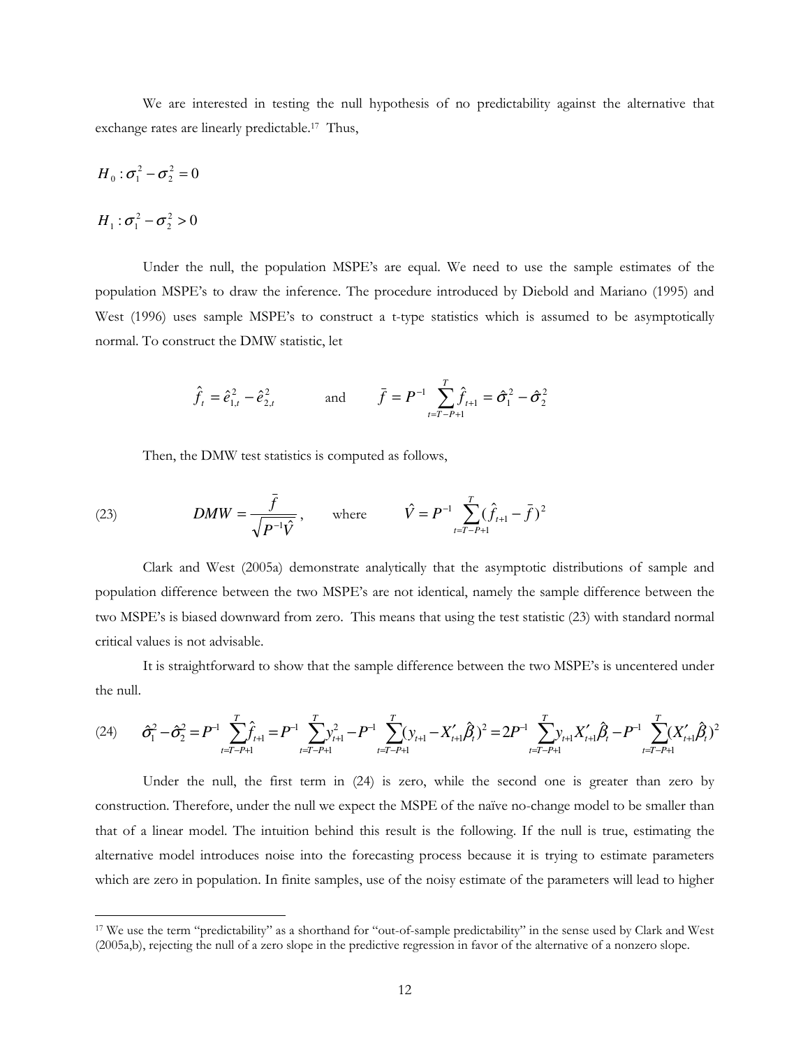We are interested in testing the null hypothesis of no predictability against the alternative that exchange rates are linearly predictable.[17] Thus,

$$H_0 : \sigma_1^2 - \sigma_2^2 = 0$$

$$H_1 : \sigma_1^2 - \sigma_2^2 > 0$$

Under the null, the population MSPE's are equal. We need to use the sample estimates of the population MSPE's to draw the inference. The procedure introduced by Diebold and Mariano (1995) and West (1996) uses sample MSPE's to construct a t-type statistics which is assumed to be asymptotically normal. To construct the DMW statistic, let

$$\hat{f}_t = \hat{e}_{1,t}^2 - \hat{e}_{2,t}^2 \qquad \text{and} \qquad \bar{f} = P^{-1} \sum_{t=T-P+1}^{T} \hat{f}_{t+1} = \hat{\sigma}_1^2 - \hat{\sigma}_2^2$$

Then, the DMW test statistics is computed as follows,

$$\text{(23)} \qquad DMW = \frac{\bar{f}}{\sqrt{P^{-1}\hat{V}}}, \qquad \text{where} \qquad \hat{V} = P^{-1} \sum_{t=T-P+1}^{T} (\hat{f}_{t+1} - \bar{f})^2$$

Clark and West (2005a) demonstrate analytically that the asymptotic distributions of sample and population difference between the two MSPE's are not identical, namely the sample difference between the two MSPE's is biased downward from zero. This means that using the test statistic (23) with standard normal critical values is not advisable.

It is straightforward to show that the sample difference between the two MSPE's is uncentered under the null.

$$\text{(24)} \qquad \hat{\sigma}_1^2 - \hat{\sigma}_2^2 = P^{-1} \sum_{t=T-P+1}^{T} \hat{f}_{t+1} = P^{-1} \sum_{t=T-P+1}^{T} y_{t+1}^2 - P^{-1} \sum_{t=T-P+1}^{T} (y_{t+1} - X_{t+1}'\hat{\beta}_t)^2 = 2P^{-1} \sum_{t=T-P+1}^{T} y_{t+1} X_{t+1}'\hat{\beta}_t - P^{-1} \sum_{t=T-P+1}^{T} (X_{t+1}'\hat{\beta}_t)^2$$

Under the null, the first term in (24) is zero, while the second one is greater than zero by construction. Therefore, under the null we expect the MSPE of the naïve no-change model to be smaller than that of a linear model. The intuition behind this result is the following. If the null is true, estimating the alternative model introduces noise into the forecasting process because it is trying to estimate parameters which are zero in population. In finite samples, use of the noisy estimate of the parameters will lead to higher

[17] We use the term "predictability" as a shorthand for "out-of-sample predictability" in the sense used by Clark and West (2005a,b), rejecting the null of a zero slope in the predictive regression in favor of the alternative of a nonzero slope.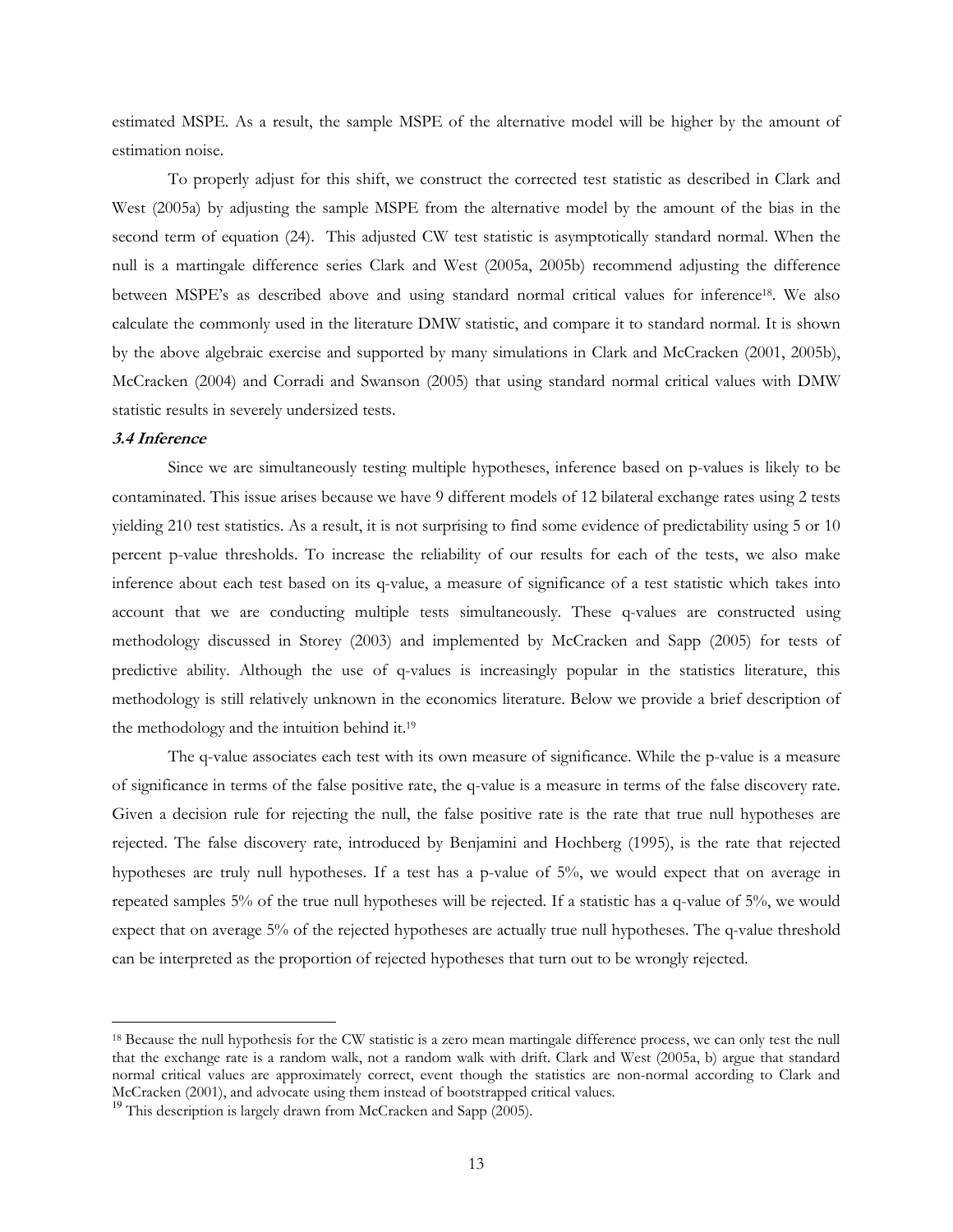estimated MSPE. As a result, the sample MSPE of the alternative model will be higher by the amount of estimation noise.

To properly adjust for this shift, we construct the corrected test statistic as described in Clark and West (2005a) by adjusting the sample MSPE from the alternative model by the amount of the bias in the second term of equation (24). This adjusted CW test statistic is asymptotically standard normal. When the null is a martingale difference series Clark and West (2005a, 2005b) recommend adjusting the difference between MSPE's as described above and using standard normal critical values for inference[18]. We also calculate the commonly used in the literature DMW statistic, and compare it to standard normal. It is shown by the above algebraic exercise and supported by many simulations in Clark and McCracken (2001, 2005b), McCracken (2004) and Corradi and Swanson (2005) that using standard normal critical values with DMW statistic results in severely undersized tests.

### *3.4 Inference*

Since we are simultaneously testing multiple hypotheses, inference based on p-values is likely to be contaminated. This issue arises because we have 9 different models of 12 bilateral exchange rates using 2 tests yielding 210 test statistics. As a result, it is not surprising to find some evidence of predictability using 5 or 10 percent p-value thresholds. To increase the reliability of our results for each of the tests, we also make inference about each test based on its q-value, a measure of significance of a test statistic which takes into account that we are conducting multiple tests simultaneously. These q-values are constructed using methodology discussed in Storey (2003) and implemented by McCracken and Sapp (2005) for tests of predictive ability. Although the use of q-values is increasingly popular in the statistics literature, this methodology is still relatively unknown in the economics literature. Below we provide a brief description of the methodology and the intuition behind it.[19]

The q-value associates each test with its own measure of significance. While the p-value is a measure of significance in terms of the false positive rate, the q-value is a measure in terms of the false discovery rate. Given a decision rule for rejecting the null, the false positive rate is the rate that true null hypotheses are rejected. The false discovery rate, introduced by Benjamini and Hochberg (1995), is the rate that rejected hypotheses are truly null hypotheses. If a test has a p-value of 5%, we would expect that on average in repeated samples 5% of the true null hypotheses will be rejected. If a statistic has a q-value of 5%, we would expect that on average 5% of the rejected hypotheses are actually true null hypotheses. The q-value threshold can be interpreted as the proportion of rejected hypotheses that turn out to be wrongly rejected.

---

[18] Because the null hypothesis for the CW statistic is a zero mean martingale difference process, we can only test the null that the exchange rate is a random walk, not a random walk with drift. Clark and West (2005a, b) argue that standard normal critical values are approximately correct, event though the statistics are non-normal according to Clark and McCracken (2001), and advocate using them instead of bootstrapped critical values.

[19] This description is largely drawn from McCracken and Sapp (2005).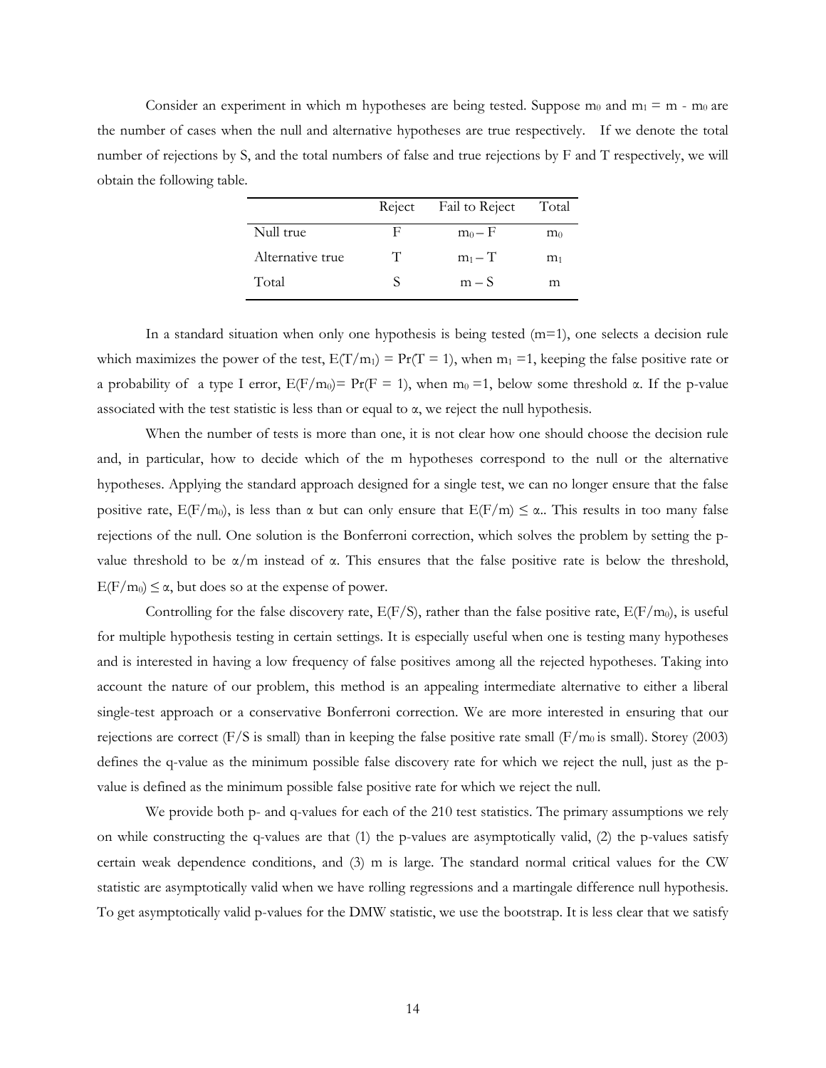Consider an experiment in which m hypotheses are being tested. Suppose $m_0$ and $m_1 = m - m_0$ are the number of cases when the null and alternative hypotheses are true respectively. If we denote the total number of rejections by S, and the total numbers of false and true rejections by F and T respectively, we will obtain the following table.

| | Reject | Fail to Reject | Total |
|---|---|---|---|
| Null true | F | $m_0 - F$ | $m_0$ |
| Alternative true | T | $m_1 - T$ | $m_1$ |
| Total | S | $m - S$ | m |

In a standard situation when only one hypothesis is being tested (m=1), one selects a decision rule which maximizes the power of the test, $E(T/m_1) = Pr(T = 1)$, when $m_1 = 1$, keeping the false positive rate or a probability of a type I error, $E(F/m_0) = Pr(F = 1)$, when $m_0 = 1$, below some threshold $\alpha$. If the p-value associated with the test statistic is less than or equal to $\alpha$, we reject the null hypothesis.

When the number of tests is more than one, it is not clear how one should choose the decision rule and, in particular, how to decide which of the m hypotheses correspond to the null or the alternative hypotheses. Applying the standard approach designed for a single test, we can no longer ensure that the false positive rate, $E(F/m_0)$, is less than $\alpha$ but can only ensure that $E(F/m) \leq \alpha$.. This results in too many false rejections of the null. One solution is the Bonferroni correction, which solves the problem by setting the p-value threshold to be $\alpha/m$ instead of $\alpha$. This ensures that the false positive rate is below the threshold, $E(F/m_0) \leq \alpha$, but does so at the expense of power.

Controlling for the false discovery rate, $E(F/S)$, rather than the false positive rate, $E(F/m_0)$, is useful for multiple hypothesis testing in certain settings. It is especially useful when one is testing many hypotheses and is interested in having a low frequency of false positives among all the rejected hypotheses. Taking into account the nature of our problem, this method is an appealing intermediate alternative to either a liberal single-test approach or a conservative Bonferroni correction. We are more interested in ensuring that our rejections are correct ($F/S$ is small) than in keeping the false positive rate small ($F/m_0$ is small). Storey (2003) defines the q-value as the minimum possible false discovery rate for which we reject the null, just as the p-value is defined as the minimum possible false positive rate for which we reject the null.

We provide both p- and q-values for each of the 210 test statistics. The primary assumptions we rely on while constructing the q-values are that (1) the p-values are asymptotically valid, (2) the p-values satisfy certain weak dependence conditions, and (3) m is large. The standard normal critical values for the CW statistic are asymptotically valid when we have rolling regressions and a martingale difference null hypothesis. To get asymptotically valid p-values for the DMW statistic, we use the bootstrap. It is less clear that we satisfy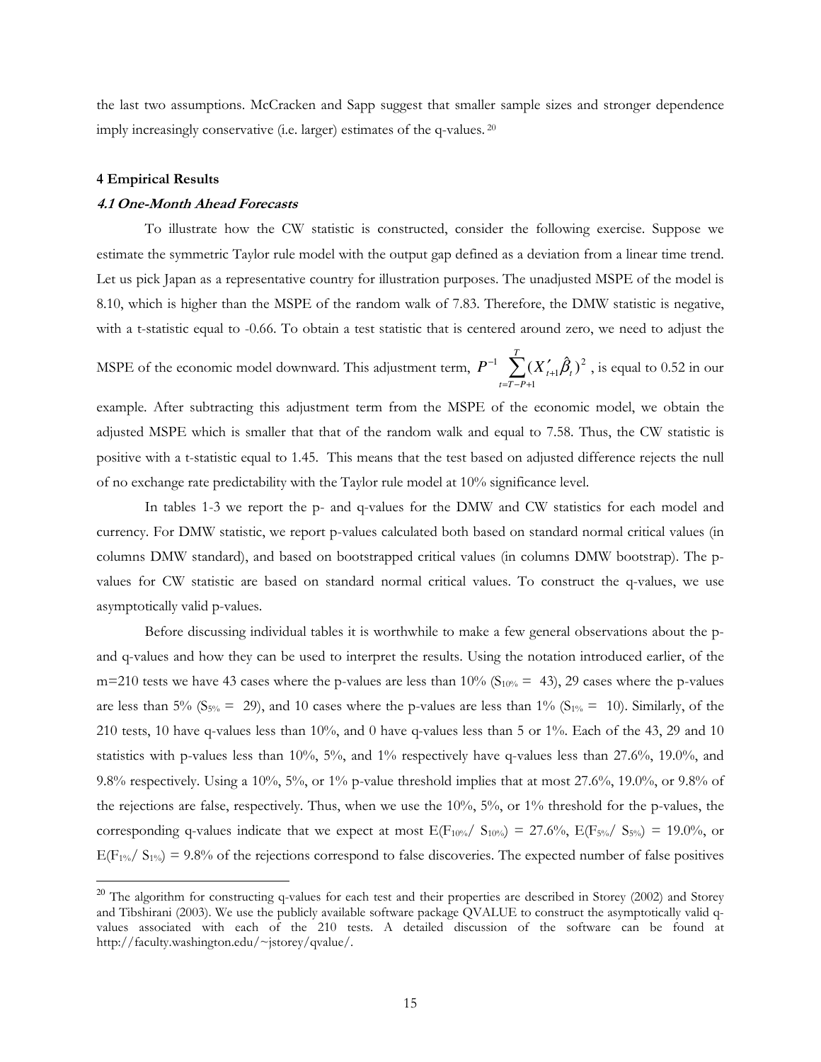the last two assumptions. McCracken and Sapp suggest that smaller sample sizes and stronger dependence imply increasingly conservative (i.e. larger) estimates of the q-values. [20]

### 4 Empirical Results

#### *4.1 One-Month Ahead Forecasts*

To illustrate how the CW statistic is constructed, consider the following exercise. Suppose we estimate the symmetric Taylor rule model with the output gap defined as a deviation from a linear time trend. Let us pick Japan as a representative country for illustration purposes. The unadjusted MSPE of the model is 8.10, which is higher than the MSPE of the random walk of 7.83. Therefore, the DMW statistic is negative, with a t-statistic equal to -0.66. To obtain a test statistic that is centered around zero, we need to adjust the MSPE of the economic model downward. This adjustment term, $P^{-1}\sum_{t=T-P+1}^{T}(X'_{t+1}\hat{\beta}_t)^2$, is equal to 0.52 in our example. After subtracting this adjustment term from the MSPE of the economic model, we obtain the adjusted MSPE which is smaller that that of the random walk and equal to 7.58. Thus, the CW statistic is positive with a t-statistic equal to 1.45. This means that the test based on adjusted difference rejects the null of no exchange rate predictability with the Taylor rule model at 10% significance level.

In tables 1-3 we report the p- and q-values for the DMW and CW statistics for each model and currency. For DMW statistic, we report p-values calculated both based on standard normal critical values (in columns DMW standard), and based on bootstrapped critical values (in columns DMW bootstrap). The p-values for CW statistic are based on standard normal critical values. To construct the q-values, we use asymptotically valid p-values.

Before discussing individual tables it is worthwhile to make a few general observations about the p- and q-values and how they can be used to interpret the results. Using the notation introduced earlier, of the m=210 tests we have 43 cases where the p-values are less than 10% ($S_{10\%} = 43$), 29 cases where the p-values are less than 5% ($S_{5\%} = 29$), and 10 cases where the p-values are less than 1% ($S_{1\%} = 10$). Similarly, of the 210 tests, 10 have q-values less than 10%, and 0 have q-values less than 5 or 1%. Each of the 43, 29 and 10 statistics with p-values less than 10%, 5%, and 1% respectively have q-values less than 27.6%, 19.0%, and 9.8% respectively. Using a 10%, 5%, or 1% p-value threshold implies that at most 27.6%, 19.0%, or 9.8% of the rejections are false, respectively. Thus, when we use the 10%, 5%, or 1% threshold for the p-values, the corresponding q-values indicate that we expect at most $E(F_{10\%}/S_{10\%}) = 27.6\%$, $E(F_{5\%}/S_{5\%}) = 19.0\%$, or $E(F_{1\%}/S_{1\%}) = 9.8\%$ of the rejections correspond to false discoveries. The expected number of false positives

---

[20] The algorithm for constructing q-values for each test and their properties are described in Storey (2002) and Storey and Tibshirani (2003). We use the publicly available software package QVALUE to construct the asymptotically valid q-values associated with each of the 210 tests. A detailed discussion of the software can be found at http://faculty.washington.edu/~jstorey/qvalue/.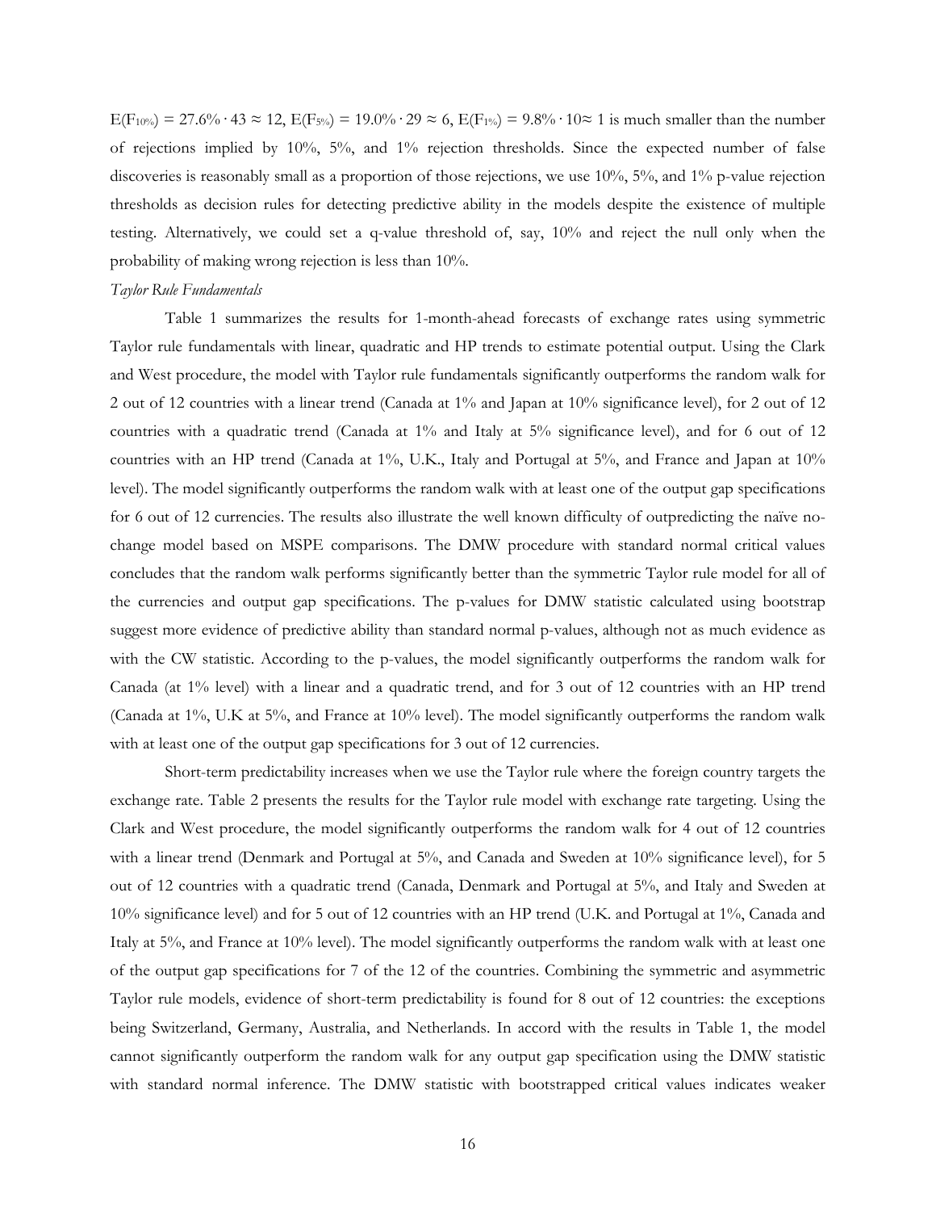$E(F_{10\%}) = 27.6\% \cdot 43 \approx 12$, $E(F_{5\%}) = 19.0\% \cdot 29 \approx 6$, $E(F_{1\%}) = 9.8\% \cdot 10 \approx 1$ is much smaller than the number of rejections implied by 10%, 5%, and 1% rejection thresholds. Since the expected number of false discoveries is reasonably small as a proportion of those rejections, we use 10%, 5%, and 1% p-value rejection thresholds as decision rules for detecting predictive ability in the models despite the existence of multiple testing. Alternatively, we could set a q-value threshold of, say, 10% and reject the null only when the probability of making wrong rejection is less than 10%.

*Taylor Rule Fundamentals*

Table 1 summarizes the results for 1-month-ahead forecasts of exchange rates using symmetric Taylor rule fundamentals with linear, quadratic and HP trends to estimate potential output. Using the Clark and West procedure, the model with Taylor rule fundamentals significantly outperforms the random walk for 2 out of 12 countries with a linear trend (Canada at 1% and Japan at 10% significance level), for 2 out of 12 countries with a quadratic trend (Canada at 1% and Italy at 5% significance level), and for 6 out of 12 countries with an HP trend (Canada at 1%, U.K., Italy and Portugal at 5%, and France and Japan at 10% level). The model significantly outperforms the random walk with at least one of the output gap specifications for 6 out of 12 currencies. The results also illustrate the well known difficulty of outpredicting the naïve no-change model based on MSPE comparisons. The DMW procedure with standard normal critical values concludes that the random walk performs significantly better than the symmetric Taylor rule model for all of the currencies and output gap specifications. The p-values for DMW statistic calculated using bootstrap suggest more evidence of predictive ability than standard normal p-values, although not as much evidence as with the CW statistic. According to the p-values, the model significantly outperforms the random walk for Canada (at 1% level) with a linear and a quadratic trend, and for 3 out of 12 countries with an HP trend (Canada at 1%, U.K at 5%, and France at 10% level). The model significantly outperforms the random walk with at least one of the output gap specifications for 3 out of 12 currencies.

Short-term predictability increases when we use the Taylor rule where the foreign country targets the exchange rate. Table 2 presents the results for the Taylor rule model with exchange rate targeting. Using the Clark and West procedure, the model significantly outperforms the random walk for 4 out of 12 countries with a linear trend (Denmark and Portugal at 5%, and Canada and Sweden at 10% significance level), for 5 out of 12 countries with a quadratic trend (Canada, Denmark and Portugal at 5%, and Italy and Sweden at 10% significance level) and for 5 out of 12 countries with an HP trend (U.K. and Portugal at 1%, Canada and Italy at 5%, and France at 10% level). The model significantly outperforms the random walk with at least one of the output gap specifications for 7 of the 12 of the countries. Combining the symmetric and asymmetric Taylor rule models, evidence of short-term predictability is found for 8 out of 12 countries: the exceptions being Switzerland, Germany, Australia, and Netherlands. In accord with the results in Table 1, the model cannot significantly outperform the random walk for any output gap specification using the DMW statistic with standard normal inference. The DMW statistic with bootstrapped critical values indicates weaker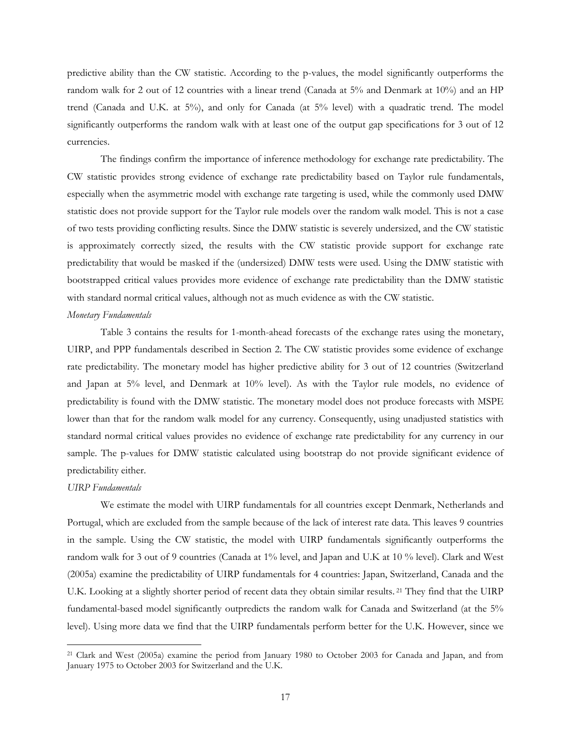predictive ability than the CW statistic. According to the p-values, the model significantly outperforms the random walk for 2 out of 12 countries with a linear trend (Canada at 5% and Denmark at 10%) and an HP trend (Canada and U.K. at 5%), and only for Canada (at 5% level) with a quadratic trend. The model significantly outperforms the random walk with at least one of the output gap specifications for 3 out of 12 currencies.

The findings confirm the importance of inference methodology for exchange rate predictability. The CW statistic provides strong evidence of exchange rate predictability based on Taylor rule fundamentals, especially when the asymmetric model with exchange rate targeting is used, while the commonly used DMW statistic does not provide support for the Taylor rule models over the random walk model. This is not a case of two tests providing conflicting results. Since the DMW statistic is severely undersized, and the CW statistic is approximately correctly sized, the results with the CW statistic provide support for exchange rate predictability that would be masked if the (undersized) DMW tests were used. Using the DMW statistic with bootstrapped critical values provides more evidence of exchange rate predictability than the DMW statistic with standard normal critical values, although not as much evidence as with the CW statistic.

*Monetary Fundamentals*

Table 3 contains the results for 1-month-ahead forecasts of the exchange rates using the monetary, UIRP, and PPP fundamentals described in Section 2. The CW statistic provides some evidence of exchange rate predictability. The monetary model has higher predictive ability for 3 out of 12 countries (Switzerland and Japan at 5% level, and Denmark at 10% level). As with the Taylor rule models, no evidence of predictability is found with the DMW statistic. The monetary model does not produce forecasts with MSPE lower than that for the random walk model for any currency. Consequently, using unadjusted statistics with standard normal critical values provides no evidence of exchange rate predictability for any currency in our sample. The p-values for DMW statistic calculated using bootstrap do not provide significant evidence of predictability either.

*UIRP Fundamentals*

We estimate the model with UIRP fundamentals for all countries except Denmark, Netherlands and Portugal, which are excluded from the sample because of the lack of interest rate data. This leaves 9 countries in the sample. Using the CW statistic, the model with UIRP fundamentals significantly outperforms the random walk for 3 out of 9 countries (Canada at 1% level, and Japan and U.K at 10 % level). Clark and West (2005a) examine the predictability of UIRP fundamentals for 4 countries: Japan, Switzerland, Canada and the U.K. Looking at a slightly shorter period of recent data they obtain similar results.[21] They find that the UIRP fundamental-based model significantly outpredicts the random walk for Canada and Switzerland (at the 5% level). Using more data we find that the UIRP fundamentals perform better for the U.K. However, since we

[21] Clark and West (2005a) examine the period from January 1980 to October 2003 for Canada and Japan, and from January 1975 to October 2003 for Switzerland and the U.K.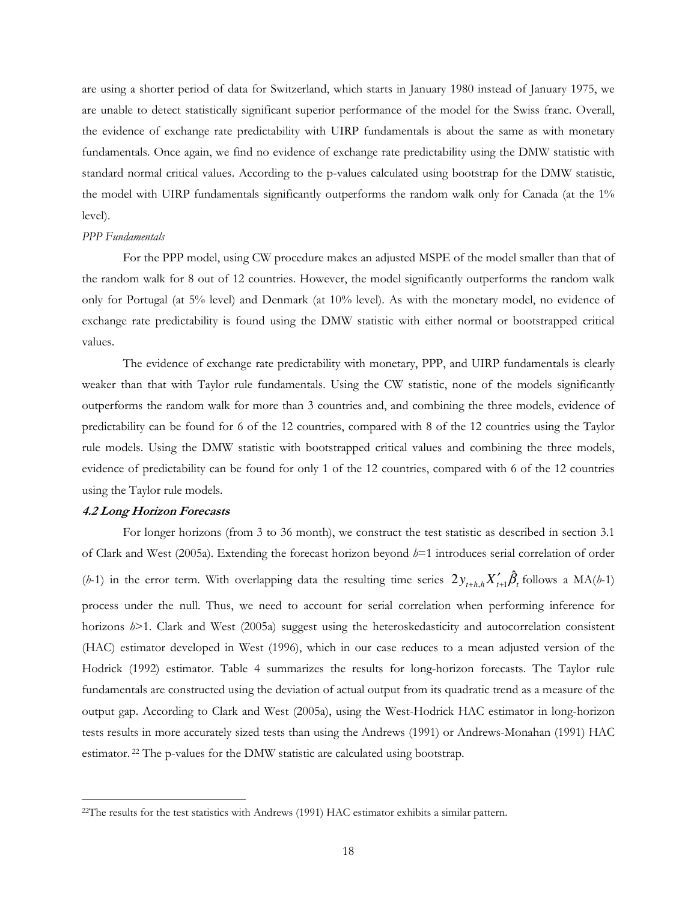are using a shorter period of data for Switzerland, which starts in January 1980 instead of January 1975, we are unable to detect statistically significant superior performance of the model for the Swiss franc. Overall, the evidence of exchange rate predictability with UIRP fundamentals is about the same as with monetary fundamentals. Once again, we find no evidence of exchange rate predictability using the DMW statistic with standard normal critical values. According to the p-values calculated using bootstrap for the DMW statistic, the model with UIRP fundamentals significantly outperforms the random walk only for Canada (at the 1% level).

*PPP Fundamentals*

For the PPP model, using CW procedure makes an adjusted MSPE of the model smaller than that of the random walk for 8 out of 12 countries. However, the model significantly outperforms the random walk only for Portugal (at 5% level) and Denmark (at 10% level). As with the monetary model, no evidence of exchange rate predictability is found using the DMW statistic with either normal or bootstrapped critical values.

The evidence of exchange rate predictability with monetary, PPP, and UIRP fundamentals is clearly weaker than that with Taylor rule fundamentals. Using the CW statistic, none of the models significantly outperforms the random walk for more than 3 countries and, and combining the three models, evidence of predictability can be found for 6 of the 12 countries, compared with 8 of the 12 countries using the Taylor rule models. Using the DMW statistic with bootstrapped critical values and combining the three models, evidence of predictability can be found for only 1 of the 12 countries, compared with 6 of the 12 countries using the Taylor rule models.

### *4.2 Long Horizon Forecasts*

For longer horizons (from 3 to 36 month), we construct the test statistic as described in section 3.1 of Clark and West (2005a). Extending the forecast horizon beyond $h$=1 introduces serial correlation of order ($h$-1) in the error term. With overlapping data the resulting time series $2y_{t+h,h}X'_{t+1}\hat{\beta}_t$ follows a MA($h$-1) process under the null. Thus, we need to account for serial correlation when performing inference for horizons $h$>1. Clark and West (2005a) suggest using the heteroskedasticity and autocorrelation consistent (HAC) estimator developed in West (1996), which in our case reduces to a mean adjusted version of the Hodrick (1992) estimator. Table 4 summarizes the results for long-horizon forecasts. The Taylor rule fundamentals are constructed using the deviation of actual output from its quadratic trend as a measure of the output gap. According to Clark and West (2005a), using the West-Hodrick HAC estimator in long-horizon tests results in more accurately sized tests than using the Andrews (1991) or Andrews-Monahan (1991) HAC estimator.[22] The p-values for the DMW statistic are calculated using bootstrap.

[22]The results for the test statistics with Andrews (1991) HAC estimator exhibits a similar pattern.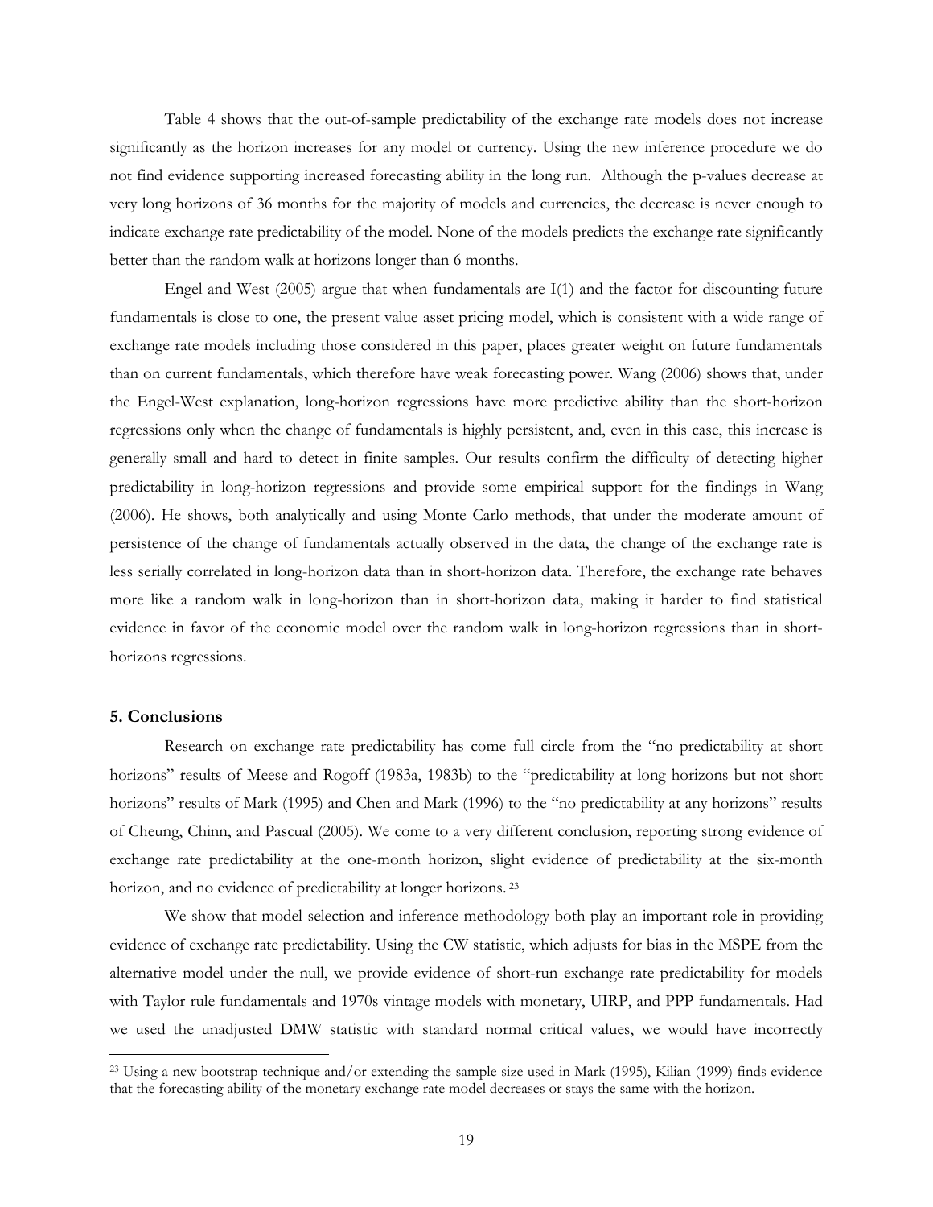Table 4 shows that the out-of-sample predictability of the exchange rate models does not increase significantly as the horizon increases for any model or currency. Using the new inference procedure we do not find evidence supporting increased forecasting ability in the long run. Although the p-values decrease at very long horizons of 36 months for the majority of models and currencies, the decrease is never enough to indicate exchange rate predictability of the model. None of the models predicts the exchange rate significantly better than the random walk at horizons longer than 6 months.

Engel and West (2005) argue that when fundamentals are I(1) and the factor for discounting future fundamentals is close to one, the present value asset pricing model, which is consistent with a wide range of exchange rate models including those considered in this paper, places greater weight on future fundamentals than on current fundamentals, which therefore have weak forecasting power. Wang (2006) shows that, under the Engel-West explanation, long-horizon regressions have more predictive ability than the short-horizon regressions only when the change of fundamentals is highly persistent, and, even in this case, this increase is generally small and hard to detect in finite samples. Our results confirm the difficulty of detecting higher predictability in long-horizon regressions and provide some empirical support for the findings in Wang (2006). He shows, both analytically and using Monte Carlo methods, that under the moderate amount of persistence of the change of fundamentals actually observed in the data, the change of the exchange rate is less serially correlated in long-horizon data than in short-horizon data. Therefore, the exchange rate behaves more like a random walk in long-horizon than in short-horizon data, making it harder to find statistical evidence in favor of the economic model over the random walk in long-horizon regressions than in short-horizons regressions.

### 5. Conclusions

Research on exchange rate predictability has come full circle from the "no predictability at short horizons" results of Meese and Rogoff (1983a, 1983b) to the "predictability at long horizons but not short horizons" results of Mark (1995) and Chen and Mark (1996) to the "no predictability at any horizons" results of Cheung, Chinn, and Pascual (2005). We come to a very different conclusion, reporting strong evidence of exchange rate predictability at the one-month horizon, slight evidence of predictability at the six-month horizon, and no evidence of predictability at longer horizons.[23]

We show that model selection and inference methodology both play an important role in providing evidence of exchange rate predictability. Using the CW statistic, which adjusts for bias in the MSPE from the alternative model under the null, we provide evidence of short-run exchange rate predictability for models with Taylor rule fundamentals and 1970s vintage models with monetary, UIRP, and PPP fundamentals. Had we used the unadjusted DMW statistic with standard normal critical values, we would have incorrectly

[23] Using a new bootstrap technique and/or extending the sample size used in Mark (1995), Kilian (1999) finds evidence that the forecasting ability of the monetary exchange rate model decreases or stays the same with the horizon.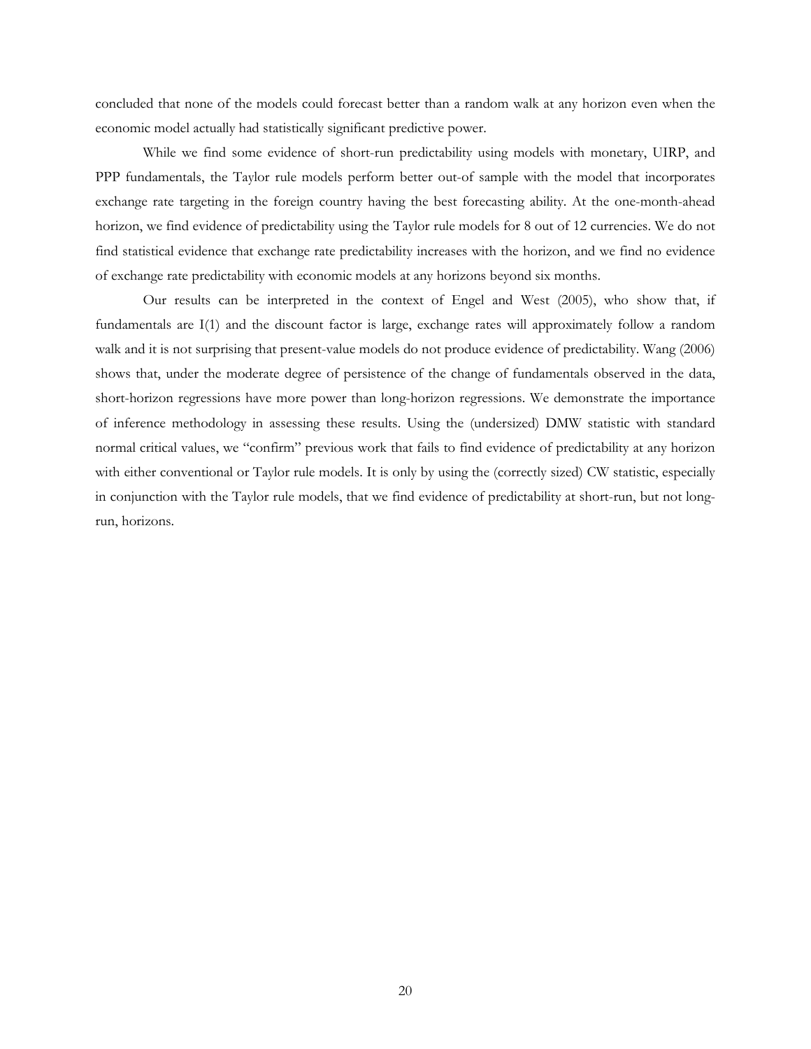concluded that none of the models could forecast better than a random walk at any horizon even when the economic model actually had statistically significant predictive power.

While we find some evidence of short-run predictability using models with monetary, UIRP, and PPP fundamentals, the Taylor rule models perform better out-of sample with the model that incorporates exchange rate targeting in the foreign country having the best forecasting ability. At the one-month-ahead horizon, we find evidence of predictability using the Taylor rule models for 8 out of 12 currencies. We do not find statistical evidence that exchange rate predictability increases with the horizon, and we find no evidence of exchange rate predictability with economic models at any horizons beyond six months.

Our results can be interpreted in the context of Engel and West (2005), who show that, if fundamentals are I(1) and the discount factor is large, exchange rates will approximately follow a random walk and it is not surprising that present-value models do not produce evidence of predictability. Wang (2006) shows that, under the moderate degree of persistence of the change of fundamentals observed in the data, short-horizon regressions have more power than long-horizon regressions. We demonstrate the importance of inference methodology in assessing these results. Using the (undersized) DMW statistic with standard normal critical values, we "confirm" previous work that fails to find evidence of predictability at any horizon with either conventional or Taylor rule models. It is only by using the (correctly sized) CW statistic, especially in conjunction with the Taylor rule models, that we find evidence of predictability at short-run, but not long-run, horizons.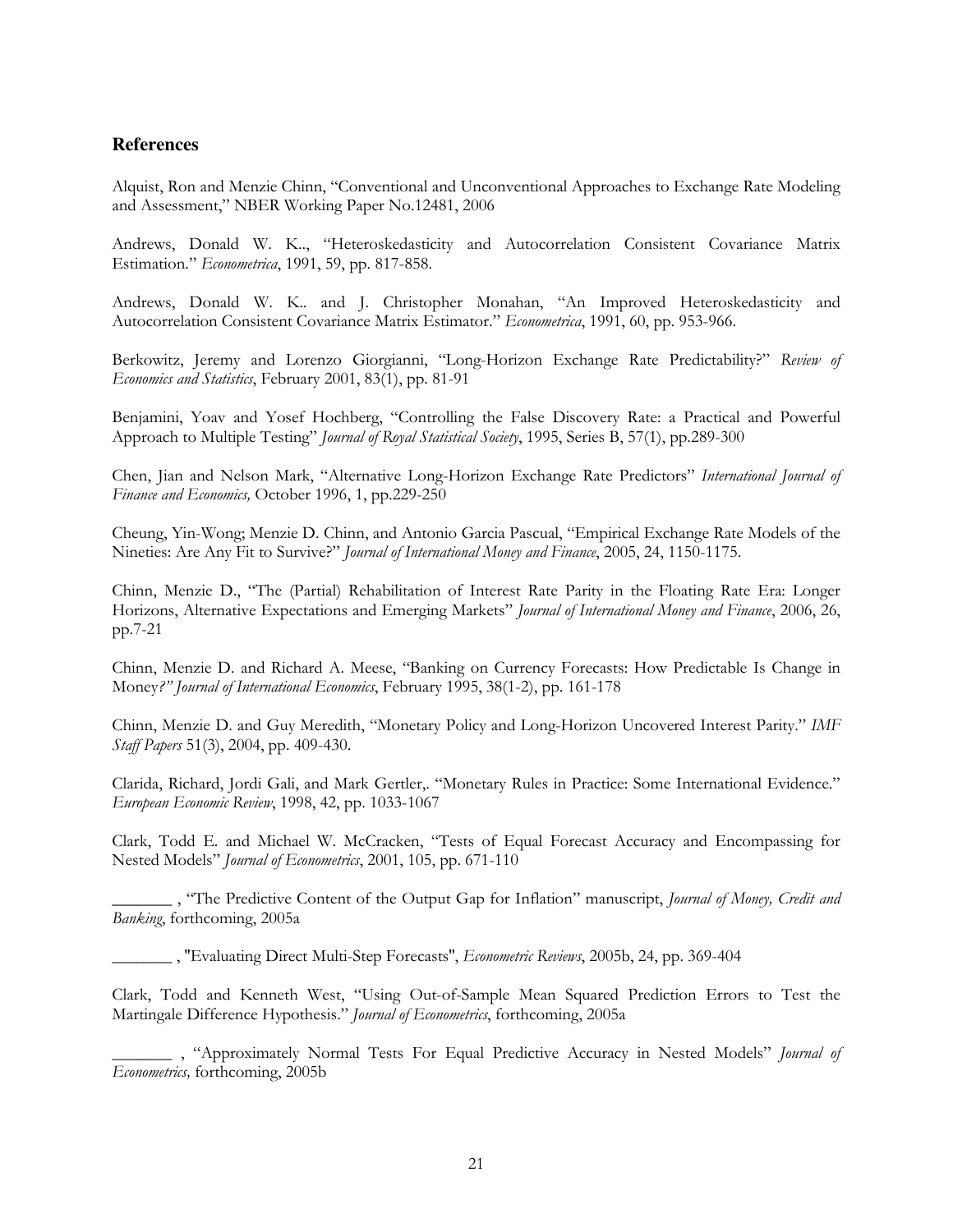## References

Alquist, Ron and Menzie Chinn, "Conventional and Unconventional Approaches to Exchange Rate Modeling and Assessment," NBER Working Paper No.12481, 2006

Andrews, Donald W. K.., "Heteroskedasticity and Autocorrelation Consistent Covariance Matrix Estimation." *Econometrica*, 1991, 59, pp. 817-858.

Andrews, Donald W. K.. and J. Christopher Monahan, "An Improved Heteroskedasticity and Autocorrelation Consistent Covariance Matrix Estimator." *Econometrica*, 1991, 60, pp. 953-966.

Berkowitz, Jeremy and Lorenzo Giorgianni, "Long-Horizon Exchange Rate Predictability?" *Review of Economics and Statistics*, February 2001, 83(1), pp. 81-91

Benjamini, Yoav and Yosef Hochberg, "Controlling the False Discovery Rate: a Practical and Powerful Approach to Multiple Testing" *Journal of Royal Statistical Society*, 1995, Series B, 57(1), pp.289-300

Chen, Jian and Nelson Mark, "Alternative Long-Horizon Exchange Rate Predictors" *International Journal of Finance and Economics,* October 1996, 1, pp.229-250

Cheung, Yin-Wong; Menzie D. Chinn, and Antonio Garcia Pascual, "Empirical Exchange Rate Models of the Nineties: Are Any Fit to Survive?" *Journal of International Money and Finance*, 2005, 24, 1150-1175.

Chinn, Menzie D., "The (Partial) Rehabilitation of Interest Rate Parity in the Floating Rate Era: Longer Horizons, Alternative Expectations and Emerging Markets" *Journal of International Money and Finance*, 2006, 26, pp.7-21

Chinn, Menzie D. and Richard A. Meese, "Banking on Currency Forecasts: How Predictable Is Change in Money*?" Journal of International Economics*, February 1995, 38(1-2), pp. 161-178

Chinn, Menzie D. and Guy Meredith, "Monetary Policy and Long-Horizon Uncovered Interest Parity." *IMF Staff Papers* 51(3), 2004, pp. 409-430.

Clarida, Richard, Jordi Gali, and Mark Gertler,. "Monetary Rules in Practice: Some International Evidence." *European Economic Review*, 1998, 42, pp. 1033-1067

Clark, Todd E. and Michael W. McCracken, "Tests of Equal Forecast Accuracy and Encompassing for Nested Models" *Journal of Econometrics*, 2001, 105, pp. 671-110

_______ , "The Predictive Content of the Output Gap for Inflation" manuscript, *Journal of Money, Credit and Banking*, forthcoming, 2005a

_______ , "Evaluating Direct Multi-Step Forecasts", *Econometric Reviews*, 2005b, 24, pp. 369-404

Clark, Todd and Kenneth West, "Using Out-of-Sample Mean Squared Prediction Errors to Test the Martingale Difference Hypothesis." *Journal of Econometrics*, forthcoming, 2005a

_______ , "Approximately Normal Tests For Equal Predictive Accuracy in Nested Models" *Journal of Econometrics,* forthcoming, 2005b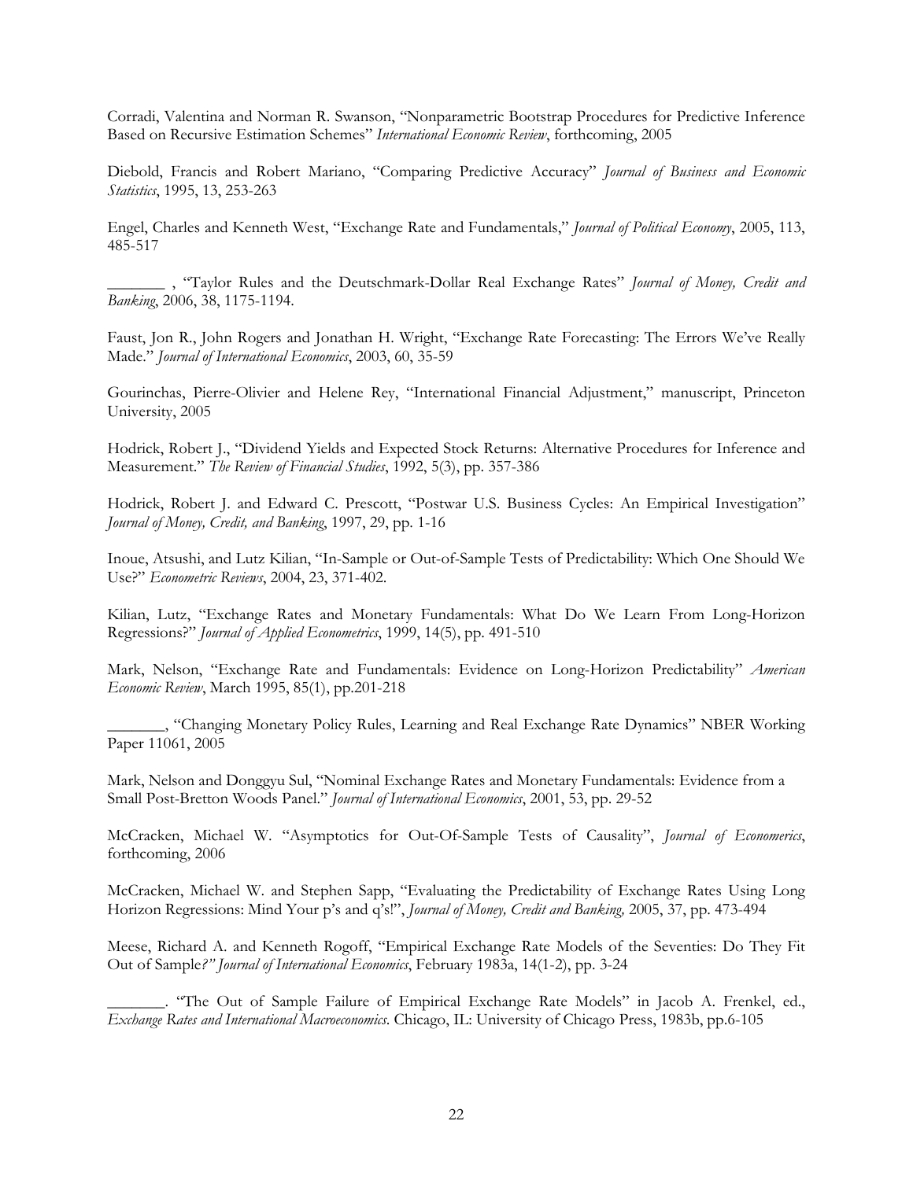Corradi, Valentina and Norman R. Swanson, "Nonparametric Bootstrap Procedures for Predictive Inference Based on Recursive Estimation Schemes" *International Economic Review*, forthcoming, 2005

Diebold, Francis and Robert Mariano, "Comparing Predictive Accuracy" *Journal of Business and Economic Statistics*, 1995, 13, 253-263

Engel, Charles and Kenneth West, "Exchange Rate and Fundamentals," *Journal of Political Economy*, 2005, 113, 485-517

_______ , "Taylor Rules and the Deutschmark-Dollar Real Exchange Rates" *Journal of Money, Credit and Banking*, 2006, 38, 1175-1194.

Faust, Jon R., John Rogers and Jonathan H. Wright, "Exchange Rate Forecasting: The Errors We've Really Made." *Journal of International Economics*, 2003, 60, 35-59

Gourinchas, Pierre-Olivier and Helene Rey, "International Financial Adjustment," manuscript, Princeton University, 2005

Hodrick, Robert J., "Dividend Yields and Expected Stock Returns: Alternative Procedures for Inference and Measurement." *The Review of Financial Studies*, 1992, 5(3), pp. 357-386

Hodrick, Robert J. and Edward C. Prescott, "Postwar U.S. Business Cycles: An Empirical Investigation" *Journal of Money, Credit, and Banking*, 1997, 29, pp. 1-16

Inoue, Atsushi, and Lutz Kilian, "In-Sample or Out-of-Sample Tests of Predictability: Which One Should We Use?" *Econometric Reviews*, 2004, 23, 371-402.

Kilian, Lutz, "Exchange Rates and Monetary Fundamentals: What Do We Learn From Long-Horizon Regressions?" *Journal of Applied Econometrics*, 1999, 14(5), pp. 491-510

Mark, Nelson, "Exchange Rate and Fundamentals: Evidence on Long-Horizon Predictability" *American Economic Review*, March 1995, 85(1), pp.201-218

_______, "Changing Monetary Policy Rules, Learning and Real Exchange Rate Dynamics" NBER Working Paper 11061, 2005

Mark, Nelson and Donggyu Sul, "Nominal Exchange Rates and Monetary Fundamentals: Evidence from a Small Post-Bretton Woods Panel." *Journal of International Economics*, 2001, 53, pp. 29-52

McCracken, Michael W. "Asymptotics for Out-Of-Sample Tests of Causality", *Journal of Economerics*, forthcoming, 2006

McCracken, Michael W. and Stephen Sapp, "Evaluating the Predictability of Exchange Rates Using Long Horizon Regressions: Mind Your p's and q's!", *Journal of Money, Credit and Banking,* 2005, 37, pp. 473-494

Meese, Richard A. and Kenneth Rogoff, "Empirical Exchange Rate Models of the Seventies: Do They Fit Out of Sample*?" Journal of International Economics*, February 1983a, 14(1-2), pp. 3-24

_______. "The Out of Sample Failure of Empirical Exchange Rate Models" in Jacob A. Frenkel, ed., *Exchange Rates and International Macroeconomics*. Chicago, IL: University of Chicago Press, 1983b, pp.6-105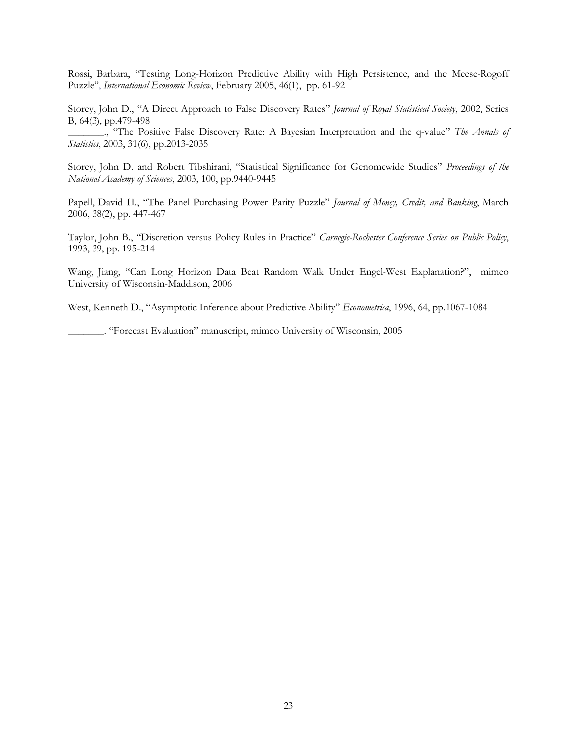Rossi, Barbara, "Testing Long-Horizon Predictive Ability with High Persistence, and the Meese-Rogoff Puzzle", *International Economic Review*, February 2005, 46(1), pp. 61-92

Storey, John D., "A Direct Approach to False Discovery Rates" *Journal of Royal Statistical Society*, 2002, Series B, 64(3), pp.479-498

_______., "The Positive False Discovery Rate: A Bayesian Interpretation and the q-value" *The Annals of Statistics*, 2003, 31(6), pp.2013-2035

Storey, John D. and Robert Tibshirani, "Statistical Significance for Genomewide Studies" *Proceedings of the National Academy of Sciences*, 2003, 100, pp.9440-9445

Papell, David H., "The Panel Purchasing Power Parity Puzzle" *Journal of Money, Credit, and Banking*, March 2006, 38(2), pp. 447-467

Taylor, John B., "Discretion versus Policy Rules in Practice" *Carnegie-Rochester Conference Series on Public Policy*, 1993, 39, pp. 195-214

Wang, Jiang, "Can Long Horizon Data Beat Random Walk Under Engel-West Explanation?", mimeo University of Wisconsin-Maddison, 2006

West, Kenneth D., "Asymptotic Inference about Predictive Ability" *Econometrica*, 1996, 64, pp.1067-1084

_______. "Forecast Evaluation" manuscript, mimeo University of Wisconsin, 2005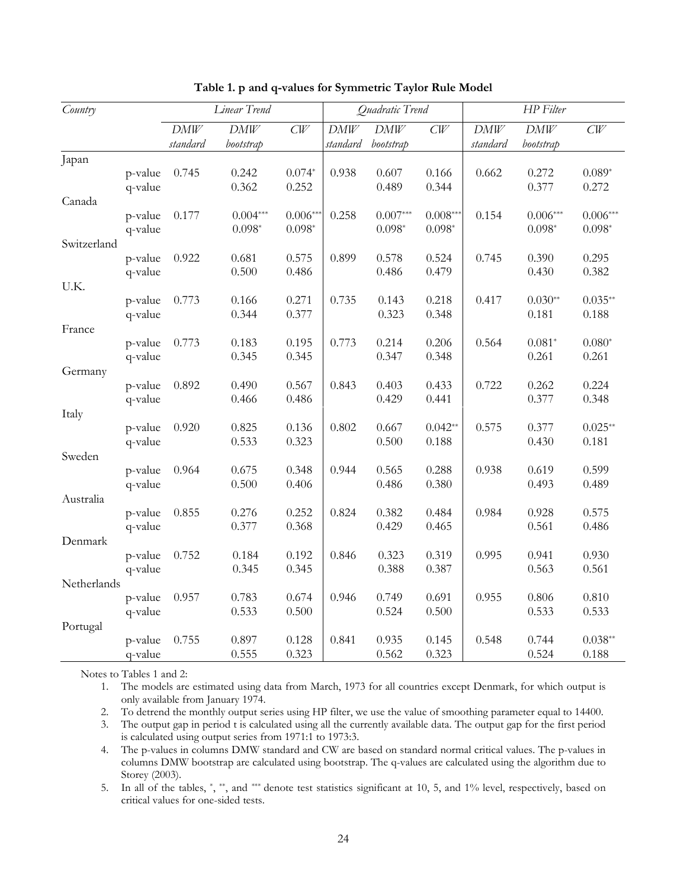**Table 1. p and q-values for Symmetric Taylor Rule Model**

| *Country* | | *Linear Trend* | | | *Quadratic Trend* | | | *HP Filter* | | |
|---|---|---|---|---|---|---|---|---|---|---|
| | | *DMW standard* | *DMW bootstrap* | *CW* | *DMW standard* | *DMW bootstrap* | *CW* | *DMW standard* | *DMW bootstrap* | *CW* |
| Japan | | | | | | | | | | |
| | p-value | 0.745 | 0.242 | 0.074* | 0.938 | 0.607 | 0.166 | 0.662 | 0.272 | 0.089* |
| | q-value | | 0.362 | 0.252 | | 0.489 | 0.344 | | 0.377 | 0.272 |
| Canada | | | | | | | | | | |
| | p-value | 0.177 | 0.004*** | 0.006*** | 0.258 | 0.007*** | 0.008*** | 0.154 | 0.006*** | 0.006*** |
| | q-value | | 0.098* | 0.098* | | 0.098* | 0.098* | | 0.098* | 0.098* |
| Switzerland | | | | | | | | | | |
| | p-value | 0.922 | 0.681 | 0.575 | 0.899 | 0.578 | 0.524 | 0.745 | 0.390 | 0.295 |
| | q-value | | 0.500 | 0.486 | | 0.486 | 0.479 | | 0.430 | 0.382 |
| U.K. | | | | | | | | | | |
| | p-value | 0.773 | 0.166 | 0.271 | 0.735 | 0.143 | 0.218 | 0.417 | 0.030** | 0.035** |
| | q-value | | 0.344 | 0.377 | | 0.323 | 0.348 | | 0.181 | 0.188 |
| France | | | | | | | | | | |
| | p-value | 0.773 | 0.183 | 0.195 | 0.773 | 0.214 | 0.206 | 0.564 | 0.081* | 0.080* |
| | q-value | | 0.345 | 0.345 | | 0.347 | 0.348 | | 0.261 | 0.261 |
| Germany | | | | | | | | | | |
| | p-value | 0.892 | 0.490 | 0.567 | 0.843 | 0.403 | 0.433 | 0.722 | 0.262 | 0.224 |
| | q-value | | 0.466 | 0.486 | | 0.429 | 0.441 | | 0.377 | 0.348 |
| Italy | | | | | | | | | | |
| | p-value | 0.920 | 0.825 | 0.136 | 0.802 | 0.667 | 0.042** | 0.575 | 0.377 | 0.025** |
| | q-value | | 0.533 | 0.323 | | 0.500 | 0.188 | | 0.430 | 0.181 |
| Sweden | | | | | | | | | | |
| | p-value | 0.964 | 0.675 | 0.348 | 0.944 | 0.565 | 0.288 | 0.938 | 0.619 | 0.599 |
| | q-value | | 0.500 | 0.406 | | 0.486 | 0.380 | | 0.493 | 0.489 |
| Australia | | | | | | | | | | |
| | p-value | 0.855 | 0.276 | 0.252 | 0.824 | 0.382 | 0.484 | 0.984 | 0.928 | 0.575 |
| | q-value | | 0.377 | 0.368 | | 0.429 | 0.465 | | 0.561 | 0.486 |
| Denmark | | | | | | | | | | |
| | p-value | 0.752 | 0.184 | 0.192 | 0.846 | 0.323 | 0.319 | 0.995 | 0.941 | 0.930 |
| | q-value | | 0.345 | 0.345 | | 0.388 | 0.387 | | 0.563 | 0.561 |
| Netherlands | | | | | | | | | | |
| | p-value | 0.957 | 0.783 | 0.674 | 0.946 | 0.749 | 0.691 | 0.955 | 0.806 | 0.810 |
| | q-value | | 0.533 | 0.500 | | 0.524 | 0.500 | | 0.533 | 0.533 |
| Portugal | | | | | | | | | | |
| | p-value | 0.755 | 0.897 | 0.128 | 0.841 | 0.935 | 0.145 | 0.548 | 0.744 | 0.038** |
| | q-value | | 0.555 | 0.323 | | 0.562 | 0.323 | | 0.524 | 0.188 |

Notes to Tables 1 and 2:

1. The models are estimated using data from March, 1973 for all countries except Denmark, for which output is only available from January 1974.
2. To detrend the monthly output series using HP filter, we use the value of smoothing parameter equal to 14400.
3. The output gap in period t is calculated using all the currently available data. The output gap for the first period is calculated using output series from 1971:1 to 1973:3.
4. The p-values in columns DMW standard and CW are based on standard normal critical values. The p-values in columns DMW bootstrap are calculated using bootstrap. The q-values are calculated using the algorithm due to Storey (2003).
5. In all of the tables, *, **, and *** denote test statistics significant at 10, 5, and 1% level, respectively, based on critical values for one-sided tests.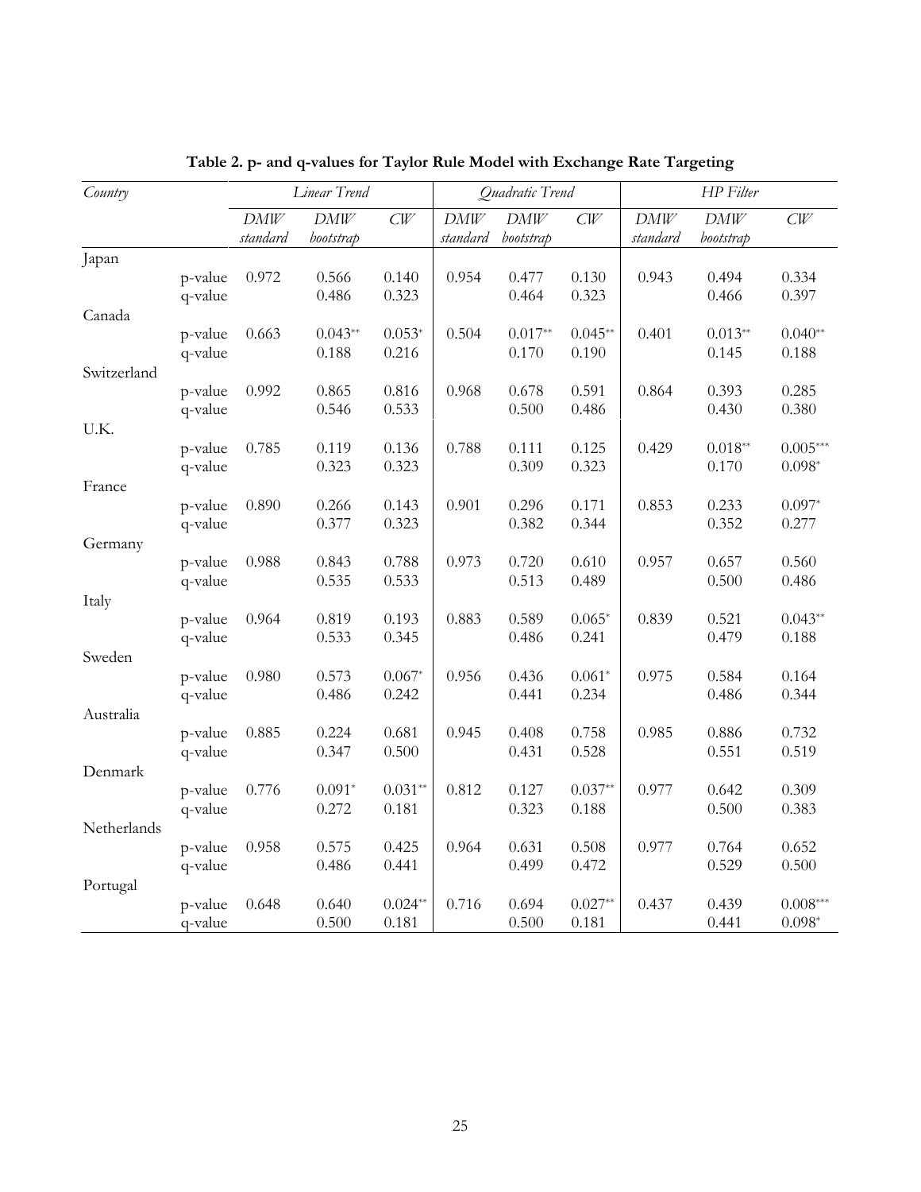**Table 2. p- and q-values for Taylor Rule Model with Exchange Rate Targeting**

| *Country* | | *Linear Trend* | | | *Quadratic Trend* | | | *HP Filter* | | |
|---|---|---|---|---|---|---|---|---|---|---|
| | | *DMW standard* | *DMW bootstrap* | *CW* | *DMW standard* | *DMW bootstrap* | *CW* | *DMW standard* | *DMW bootstrap* | *CW* |
| Japan | | | | | | | | | | |
| | p-value | 0.972 | 0.566 | 0.140 | 0.954 | 0.477 | 0.130 | 0.943 | 0.494 | 0.334 |
| | q-value | | 0.486 | 0.323 | | 0.464 | 0.323 | | 0.466 | 0.397 |
| Canada | | | | | | | | | | |
| | p-value | 0.663 | 0.043** | 0.053* | 0.504 | 0.017** | 0.045** | 0.401 | 0.013** | 0.040** |
| | q-value | | 0.188 | 0.216 | | 0.170 | 0.190 | | 0.145 | 0.188 |
| Switzerland | | | | | | | | | | |
| | p-value | 0.992 | 0.865 | 0.816 | 0.968 | 0.678 | 0.591 | 0.864 | 0.393 | 0.285 |
| | q-value | | 0.546 | 0.533 | | 0.500 | 0.486 | | 0.430 | 0.380 |
| U.K. | | | | | | | | | | |
| | p-value | 0.785 | 0.119 | 0.136 | 0.788 | 0.111 | 0.125 | 0.429 | 0.018** | 0.005*** |
| | q-value | | 0.323 | 0.323 | | 0.309 | 0.323 | | 0.170 | 0.098* |
| France | | | | | | | | | | |
| | p-value | 0.890 | 0.266 | 0.143 | 0.901 | 0.296 | 0.171 | 0.853 | 0.233 | 0.097* |
| | q-value | | 0.377 | 0.323 | | 0.382 | 0.344 | | 0.352 | 0.277 |
| Germany | | | | | | | | | | |
| | p-value | 0.988 | 0.843 | 0.788 | 0.973 | 0.720 | 0.610 | 0.957 | 0.657 | 0.560 |
| | q-value | | 0.535 | 0.533 | | 0.513 | 0.489 | | 0.500 | 0.486 |
| Italy | | | | | | | | | | |
| | p-value | 0.964 | 0.819 | 0.193 | 0.883 | 0.589 | 0.065* | 0.839 | 0.521 | 0.043** |
| | q-value | | 0.533 | 0.345 | | 0.486 | 0.241 | | 0.479 | 0.188 |
| Sweden | | | | | | | | | | |
| | p-value | 0.980 | 0.573 | 0.067* | 0.956 | 0.436 | 0.061* | 0.975 | 0.584 | 0.164 |
| | q-value | | 0.486 | 0.242 | | 0.441 | 0.234 | | 0.486 | 0.344 |
| Australia | | | | | | | | | | |
| | p-value | 0.885 | 0.224 | 0.681 | 0.945 | 0.408 | 0.758 | 0.985 | 0.886 | 0.732 |
| | q-value | | 0.347 | 0.500 | | 0.431 | 0.528 | | 0.551 | 0.519 |
| Denmark | | | | | | | | | | |
| | p-value | 0.776 | 0.091* | 0.031** | 0.812 | 0.127 | 0.037** | 0.977 | 0.642 | 0.309 |
| | q-value | | 0.272 | 0.181 | | 0.323 | 0.188 | | 0.500 | 0.383 |
| Netherlands | | | | | | | | | | |
| | p-value | 0.958 | 0.575 | 0.425 | 0.964 | 0.631 | 0.508 | 0.977 | 0.764 | 0.652 |
| | q-value | | 0.486 | 0.441 | | 0.499 | 0.472 | | 0.529 | 0.500 |
| Portugal | | | | | | | | | | |
| | p-value | 0.648 | 0.640 | 0.024** | 0.716 | 0.694 | 0.027** | 0.437 | 0.439 | 0.008*** |
| | q-value | | 0.500 | 0.181 | | 0.500 | 0.181 | | 0.441 | 0.098* |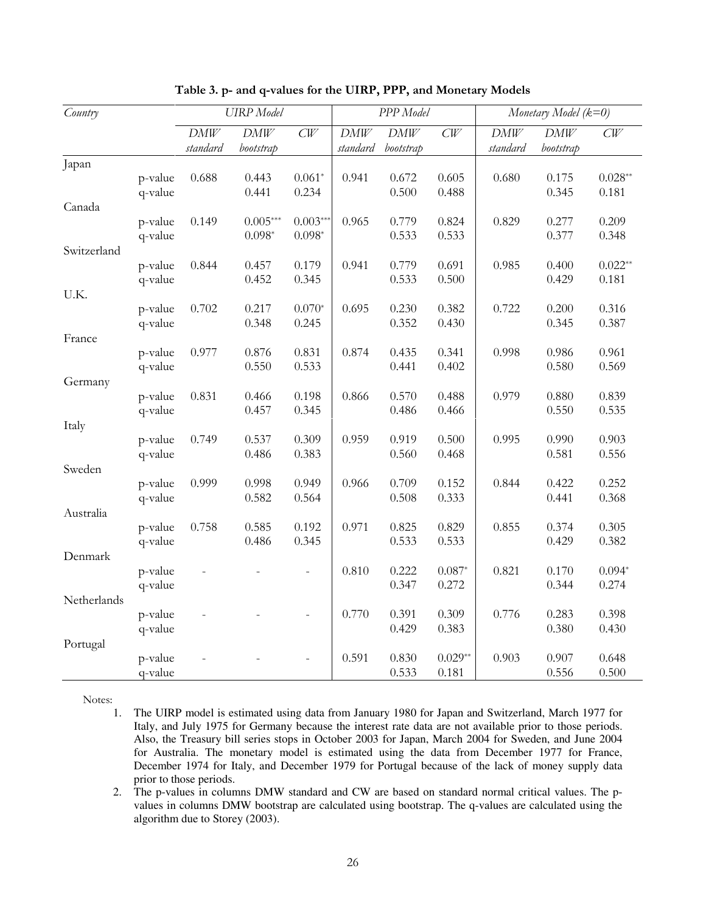**Table 3. p- and q-values for the UIRP, PPP, and Monetary Models**

| *Country* | | *UIRP Model* | | | *PPP Model* | | | *Monetary Model (k=0)* | | |
|---|---|---|---|---|---|---|---|---|---|---|
| | | *DMW standard* | *DMW bootstrap* | *CW* | *DMW standard* | *DMW bootstrap* | *CW* | *DMW standard* | *DMW bootstrap* | *CW* |
| Japan | | | | | | | | | | |
| | p-value | 0.688 | 0.443 | 0.061* | 0.941 | 0.672 | 0.605 | 0.680 | 0.175 | 0.028** |
| | q-value | | 0.441 | 0.234 | | 0.500 | 0.488 | | 0.345 | 0.181 |
| Canada | | | | | | | | | | |
| | p-value | 0.149 | 0.005*** | 0.003*** | 0.965 | 0.779 | 0.824 | 0.829 | 0.277 | 0.209 |
| | q-value | | 0.098* | 0.098* | | 0.533 | 0.533 | | 0.377 | 0.348 |
| Switzerland | | | | | | | | | | |
| | p-value | 0.844 | 0.457 | 0.179 | 0.941 | 0.779 | 0.691 | 0.985 | 0.400 | 0.022** |
| | q-value | | 0.452 | 0.345 | | 0.533 | 0.500 | | 0.429 | 0.181 |
| U.K. | | | | | | | | | | |
| | p-value | 0.702 | 0.217 | 0.070* | 0.695 | 0.230 | 0.382 | 0.722 | 0.200 | 0.316 |
| | q-value | | 0.348 | 0.245 | | 0.352 | 0.430 | | 0.345 | 0.387 |
| France | | | | | | | | | | |
| | p-value | 0.977 | 0.876 | 0.831 | 0.874 | 0.435 | 0.341 | 0.998 | 0.986 | 0.961 |
| | q-value | | 0.550 | 0.533 | | 0.441 | 0.402 | | 0.580 | 0.569 |
| Germany | | | | | | | | | | |
| | p-value | 0.831 | 0.466 | 0.198 | 0.866 | 0.570 | 0.488 | 0.979 | 0.880 | 0.839 |
| | q-value | | 0.457 | 0.345 | | 0.486 | 0.466 | | 0.550 | 0.535 |
| Italy | | | | | | | | | | |
| | p-value | 0.749 | 0.537 | 0.309 | 0.959 | 0.919 | 0.500 | 0.995 | 0.990 | 0.903 |
| | q-value | | 0.486 | 0.383 | | 0.560 | 0.468 | | 0.581 | 0.556 |
| Sweden | | | | | | | | | | |
| | p-value | 0.999 | 0.998 | 0.949 | 0.966 | 0.709 | 0.152 | 0.844 | 0.422 | 0.252 |
| | q-value | | 0.582 | 0.564 | | 0.508 | 0.333 | | 0.441 | 0.368 |
| Australia | | | | | | | | | | |
| | p-value | 0.758 | 0.585 | 0.192 | 0.971 | 0.825 | 0.829 | 0.855 | 0.374 | 0.305 |
| | q-value | | 0.486 | 0.345 | | 0.533 | 0.533 | | 0.429 | 0.382 |
| Denmark | | | | | | | | | | |
| | p-value | - | - | - | 0.810 | 0.222 | 0.087* | 0.821 | 0.170 | 0.094* |
| | q-value | | | | | 0.347 | 0.272 | | 0.344 | 0.274 |
| Netherlands | | | | | | | | | | |
| | p-value | - | - | - | 0.770 | 0.391 | 0.309 | 0.776 | 0.283 | 0.398 |
| | q-value | | | | | 0.429 | 0.383 | | 0.380 | 0.430 |
| Portugal | | | | | | | | | | |
| | p-value | - | - | - | 0.591 | 0.830 | 0.029** | 0.903 | 0.907 | 0.648 |
| | q-value | | | | | 0.533 | 0.181 | | 0.556 | 0.500 |

Notes:

1. The UIRP model is estimated using data from January 1980 for Japan and Switzerland, March 1977 for Italy, and July 1975 for Germany because the interest rate data are not available prior to those periods. Also, the Treasury bill series stops in October 2003 for Japan, March 2004 for Sweden, and June 2004 for Australia. The monetary model is estimated using the data from December 1977 for France, December 1974 for Italy, and December 1979 for Portugal because of the lack of money supply data prior to those periods.
2. The p-values in columns DMW standard and CW are based on standard normal critical values. The p-values in columns DMW bootstrap are calculated using bootstrap. The q-values are calculated using the algorithm due to Storey (2003).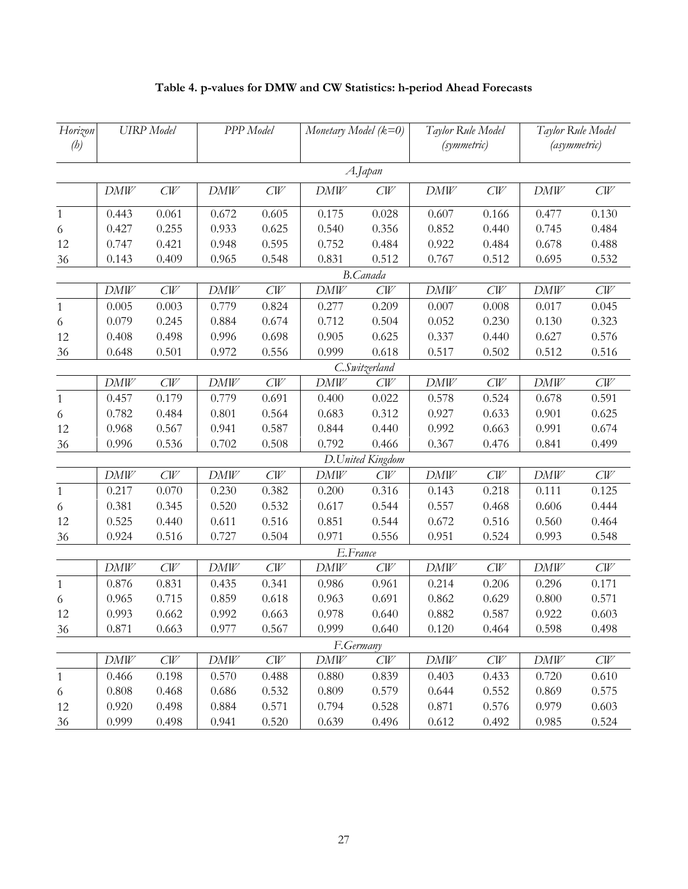**Table 4. p-values for DMW and CW Statistics: h-period Ahead Forecasts**

| *Horizon (h)* | *UIRP Model* | | *PPP Model* | | *Monetary Model (k=0)* | | *Taylor Rule Model (symmetric)* | | *Taylor Rule Model (asymmetric)* | |
|---|---|---|---|---|---|---|---|---|---|---|
| | | | | | *A.Japan* | | | | | |
| | *DMW* | *CW* | *DMW* | *CW* | *DMW* | *CW* | *DMW* | *CW* | *DMW* | *CW* |
| 1 | 0.443 | 0.061 | 0.672 | 0.605 | 0.175 | 0.028 | 0.607 | 0.166 | 0.477 | 0.130 |
| 6 | 0.427 | 0.255 | 0.933 | 0.625 | 0.540 | 0.356 | 0.852 | 0.440 | 0.745 | 0.484 |
| 12 | 0.747 | 0.421 | 0.948 | 0.595 | 0.752 | 0.484 | 0.922 | 0.484 | 0.678 | 0.488 |
| 36 | 0.143 | 0.409 | 0.965 | 0.548 | 0.831 | 0.512 | 0.767 | 0.512 | 0.695 | 0.532 |
| | | | | | *B.Canada* | | | | | |
| | *DMW* | *CW* | *DMW* | *CW* | *DMW* | *CW* | *DMW* | *CW* | *DMW* | *CW* |
| 1 | 0.005 | 0.003 | 0.779 | 0.824 | 0.277 | 0.209 | 0.007 | 0.008 | 0.017 | 0.045 |
| 6 | 0.079 | 0.245 | 0.884 | 0.674 | 0.712 | 0.504 | 0.052 | 0.230 | 0.130 | 0.323 |
| 12 | 0.408 | 0.498 | 0.996 | 0.698 | 0.905 | 0.625 | 0.337 | 0.440 | 0.627 | 0.576 |
| 36 | 0.648 | 0.501 | 0.972 | 0.556 | 0.999 | 0.618 | 0.517 | 0.502 | 0.512 | 0.516 |
| | | | | | *C.Switzerland* | | | | | |
| | *DMW* | *CW* | *DMW* | *CW* | *DMW* | *CW* | *DMW* | *CW* | *DMW* | *CW* |
| 1 | 0.457 | 0.179 | 0.779 | 0.691 | 0.400 | 0.022 | 0.578 | 0.524 | 0.678 | 0.591 |
| 6 | 0.782 | 0.484 | 0.801 | 0.564 | 0.683 | 0.312 | 0.927 | 0.633 | 0.901 | 0.625 |
| 12 | 0.968 | 0.567 | 0.941 | 0.587 | 0.844 | 0.440 | 0.992 | 0.663 | 0.991 | 0.674 |
| 36 | 0.996 | 0.536 | 0.702 | 0.508 | 0.792 | 0.466 | 0.367 | 0.476 | 0.841 | 0.499 |
| | | | | | *D.United Kingdom* | | | | | |
| | *DMW* | *CW* | *DMW* | *CW* | *DMW* | *CW* | *DMW* | *CW* | *DMW* | *CW* |
| 1 | 0.217 | 0.070 | 0.230 | 0.382 | 0.200 | 0.316 | 0.143 | 0.218 | 0.111 | 0.125 |
| 6 | 0.381 | 0.345 | 0.520 | 0.532 | 0.617 | 0.544 | 0.557 | 0.468 | 0.606 | 0.444 |
| 12 | 0.525 | 0.440 | 0.611 | 0.516 | 0.851 | 0.544 | 0.672 | 0.516 | 0.560 | 0.464 |
| 36 | 0.924 | 0.516 | 0.727 | 0.504 | 0.971 | 0.556 | 0.951 | 0.524 | 0.993 | 0.548 |
| | | | | | *E.France* | | | | | |
| | *DMW* | *CW* | *DMW* | *CW* | *DMW* | *CW* | *DMW* | *CW* | *DMW* | *CW* |
| 1 | 0.876 | 0.831 | 0.435 | 0.341 | 0.986 | 0.961 | 0.214 | 0.206 | 0.296 | 0.171 |
| 6 | 0.965 | 0.715 | 0.859 | 0.618 | 0.963 | 0.691 | 0.862 | 0.629 | 0.800 | 0.571 |
| 12 | 0.993 | 0.662 | 0.992 | 0.663 | 0.978 | 0.640 | 0.882 | 0.587 | 0.922 | 0.603 |
| 36 | 0.871 | 0.663 | 0.977 | 0.567 | 0.999 | 0.640 | 0.120 | 0.464 | 0.598 | 0.498 |
| | | | | | *F.Germany* | | | | | |
| | *DMW* | *CW* | *DMW* | *CW* | *DMW* | *CW* | *DMW* | *CW* | *DMW* | *CW* |
| 1 | 0.466 | 0.198 | 0.570 | 0.488 | 0.880 | 0.839 | 0.403 | 0.433 | 0.720 | 0.610 |
| 6 | 0.808 | 0.468 | 0.686 | 0.532 | 0.809 | 0.579 | 0.644 | 0.552 | 0.869 | 0.575 |
| 12 | 0.920 | 0.498 | 0.884 | 0.571 | 0.794 | 0.528 | 0.871 | 0.576 | 0.979 | 0.603 |
| 36 | 0.999 | 0.498 | 0.941 | 0.520 | 0.639 | 0.496 | 0.612 | 0.492 | 0.985 | 0.524 |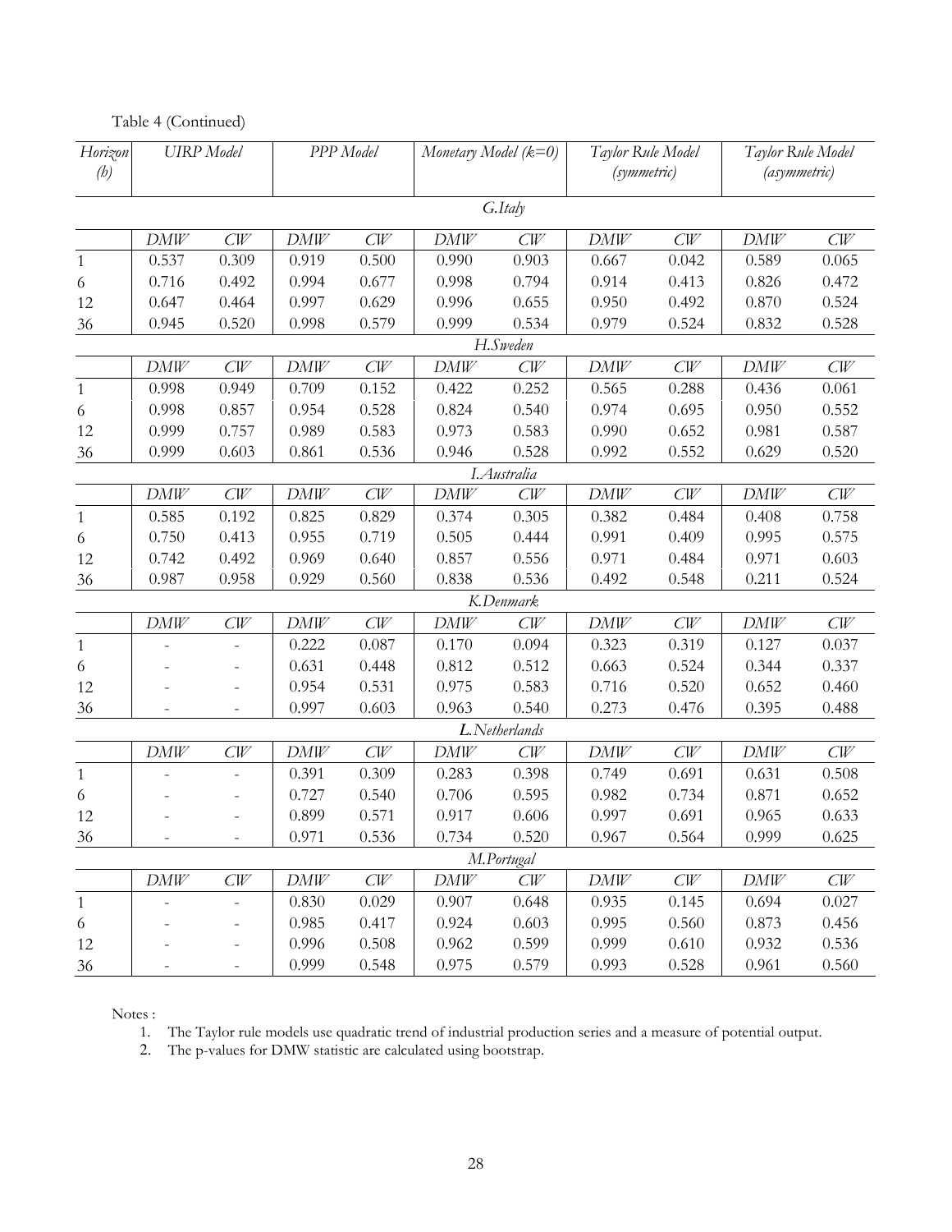Table 4 (Continued)

| *Horizon (h)* | *UIRP Model* | | *PPP Model* | | *Monetary Model (k=0)* | | *Taylor Rule Model (symmetric)* | | *Taylor Rule Model (asymmetric)* | |
|---|---|---|---|---|---|---|---|---|---|---|
| | | | | | *G.Italy* | | | | | |
| | *DMW* | *CW* | *DMW* | *CW* | *DMW* | *CW* | *DMW* | *CW* | *DMW* | *CW* |
| 1 | 0.537 | 0.309 | 0.919 | 0.500 | 0.990 | 0.903 | 0.667 | 0.042 | 0.589 | 0.065 |
| 6 | 0.716 | 0.492 | 0.994 | 0.677 | 0.998 | 0.794 | 0.914 | 0.413 | 0.826 | 0.472 |
| 12 | 0.647 | 0.464 | 0.997 | 0.629 | 0.996 | 0.655 | 0.950 | 0.492 | 0.870 | 0.524 |
| 36 | 0.945 | 0.520 | 0.998 | 0.579 | 0.999 | 0.534 | 0.979 | 0.524 | 0.832 | 0.528 |
| | | | | | *H.Sweden* | | | | | |
| | *DMW* | *CW* | *DMW* | *CW* | *DMW* | *CW* | *DMW* | *CW* | *DMW* | *CW* |
| 1 | 0.998 | 0.949 | 0.709 | 0.152 | 0.422 | 0.252 | 0.565 | 0.288 | 0.436 | 0.061 |
| 6 | 0.998 | 0.857 | 0.954 | 0.528 | 0.824 | 0.540 | 0.974 | 0.695 | 0.950 | 0.552 |
| 12 | 0.999 | 0.757 | 0.989 | 0.583 | 0.973 | 0.583 | 0.990 | 0.652 | 0.981 | 0.587 |
| 36 | 0.999 | 0.603 | 0.861 | 0.536 | 0.946 | 0.528 | 0.992 | 0.552 | 0.629 | 0.520 |
| | | | | | *I.Australia* | | | | | |
| | *DMW* | *CW* | *DMW* | *CW* | *DMW* | *CW* | *DMW* | *CW* | *DMW* | *CW* |
| 1 | 0.585 | 0.192 | 0.825 | 0.829 | 0.374 | 0.305 | 0.382 | 0.484 | 0.408 | 0.758 |
| 6 | 0.750 | 0.413 | 0.955 | 0.719 | 0.505 | 0.444 | 0.991 | 0.409 | 0.995 | 0.575 |
| 12 | 0.742 | 0.492 | 0.969 | 0.640 | 0.857 | 0.556 | 0.971 | 0.484 | 0.971 | 0.603 |
| 36 | 0.987 | 0.958 | 0.929 | 0.560 | 0.838 | 0.536 | 0.492 | 0.548 | 0.211 | 0.524 |
| | | | | | *K.Denmark* | | | | | |
| | *DMW* | *CW* | *DMW* | *CW* | *DMW* | *CW* | *DMW* | *CW* | *DMW* | *CW* |
| 1 | - | - | 0.222 | 0.087 | 0.170 | 0.094 | 0.323 | 0.319 | 0.127 | 0.037 |
| 6 | - | - | 0.631 | 0.448 | 0.812 | 0.512 | 0.663 | 0.524 | 0.344 | 0.337 |
| 12 | - | - | 0.954 | 0.531 | 0.975 | 0.583 | 0.716 | 0.520 | 0.652 | 0.460 |
| 36 | - | - | 0.997 | 0.603 | 0.963 | 0.540 | 0.273 | 0.476 | 0.395 | 0.488 |
| | | | | | *L.Netherlands* | | | | | |
| | *DMW* | *CW* | *DMW* | *CW* | *DMW* | *CW* | *DMW* | *CW* | *DMW* | *CW* |
| 1 | - | - | 0.391 | 0.309 | 0.283 | 0.398 | 0.749 | 0.691 | 0.631 | 0.508 |
| 6 | - | - | 0.727 | 0.540 | 0.706 | 0.595 | 0.982 | 0.734 | 0.871 | 0.652 |
| 12 | - | - | 0.899 | 0.571 | 0.917 | 0.606 | 0.997 | 0.691 | 0.965 | 0.633 |
| 36 | - | - | 0.971 | 0.536 | 0.734 | 0.520 | 0.967 | 0.564 | 0.999 | 0.625 |
| | | | | | *M.Portugal* | | | | | |
| | *DMW* | *CW* | *DMW* | *CW* | *DMW* | *CW* | *DMW* | *CW* | *DMW* | *CW* |
| 1 | - | - | 0.830 | 0.029 | 0.907 | 0.648 | 0.935 | 0.145 | 0.694 | 0.027 |
| 6 | - | - | 0.985 | 0.417 | 0.924 | 0.603 | 0.995 | 0.560 | 0.873 | 0.456 |
| 12 | - | - | 0.996 | 0.508 | 0.962 | 0.599 | 0.999 | 0.610 | 0.932 | 0.536 |
| 36 | - | - | 0.999 | 0.548 | 0.975 | 0.579 | 0.993 | 0.528 | 0.961 | 0.560 |

Notes :

1. The Taylor rule models use quadratic trend of industrial production series and a measure of potential output.
2. The p-values for DMW statistic are calculated using bootstrap.